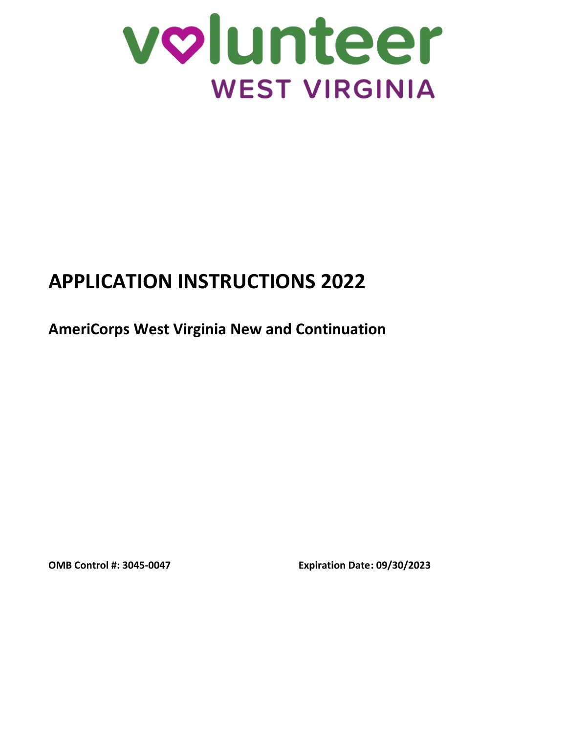# volunteer WEST VIRGINIA

# APPLICATION INSTRUCTIONS 2022

## AmeriCorps West Virginia New and Continuation

**OMB Control #: 3045-0047** **Expiration Date: 09/30/2023**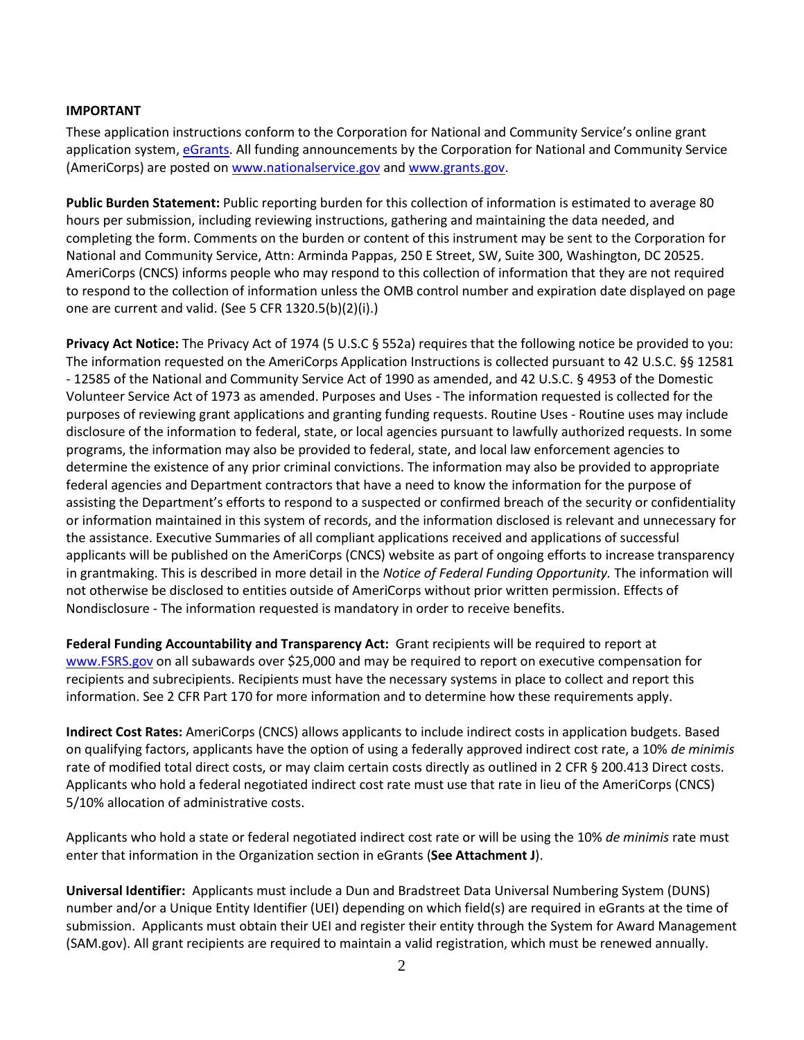**IMPORTANT**

These application instructions conform to the Corporation for National and Community Service's online grant application system, [eGrants](eGrants). All funding announcements by the Corporation for National and Community Service (AmeriCorps) are posted on [www.nationalservice.gov](http://www.nationalservice.gov) and [www.grants.gov](http://www.grants.gov).

**Public Burden Statement:** Public reporting burden for this collection of information is estimated to average 80 hours per submission, including reviewing instructions, gathering and maintaining the data needed, and completing the form. Comments on the burden or content of this instrument may be sent to the Corporation for National and Community Service, Attn: Arminda Pappas, 250 E Street, SW, Suite 300, Washington, DC 20525. AmeriCorps (CNCS) informs people who may respond to this collection of information that they are not required to respond to the collection of information unless the OMB control number and expiration date displayed on page one are current and valid. (See 5 CFR 1320.5(b)(2)(i).)

**Privacy Act Notice:** The Privacy Act of 1974 (5 U.S.C § 552a) requires that the following notice be provided to you: The information requested on the AmeriCorps Application Instructions is collected pursuant to 42 U.S.C. §§ 12581 - 12585 of the National and Community Service Act of 1990 as amended, and 42 U.S.C. § 4953 of the Domestic Volunteer Service Act of 1973 as amended. Purposes and Uses - The information requested is collected for the purposes of reviewing grant applications and granting funding requests. Routine Uses - Routine uses may include disclosure of the information to federal, state, or local agencies pursuant to lawfully authorized requests. In some programs, the information may also be provided to federal, state, and local law enforcement agencies to determine the existence of any prior criminal convictions. The information may also be provided to appropriate federal agencies and Department contractors that have a need to know the information for the purpose of assisting the Department's efforts to respond to a suspected or confirmed breach of the security or confidentiality or information maintained in this system of records, and the information disclosed is relevant and unnecessary for the assistance. Executive Summaries of all compliant applications received and applications of successful applicants will be published on the AmeriCorps (CNCS) website as part of ongoing efforts to increase transparency in grantmaking. This is described in more detail in the *Notice of Federal Funding Opportunity.* The information will not otherwise be disclosed to entities outside of AmeriCorps without prior written permission. Effects of Nondisclosure - The information requested is mandatory in order to receive benefits.

**Federal Funding Accountability and Transparency Act:** Grant recipients will be required to report at [www.FSRS.gov](http://www.FSRS.gov) on all subawards over $25,000 and may be required to report on executive compensation for recipients and subrecipients. Recipients must have the necessary systems in place to collect and report this information. See 2 CFR Part 170 for more information and to determine how these requirements apply.

**Indirect Cost Rates:** AmeriCorps (CNCS) allows applicants to include indirect costs in application budgets. Based on qualifying factors, applicants have the option of using a federally approved indirect cost rate, a 10% *de minimis* rate of modified total direct costs, or may claim certain costs directly as outlined in 2 CFR § 200.413 Direct costs. Applicants who hold a federal negotiated indirect cost rate must use that rate in lieu of the AmeriCorps (CNCS) 5/10% allocation of administrative costs.

Applicants who hold a state or federal negotiated indirect cost rate or will be using the 10% *de minimis* rate must enter that information in the Organization section in eGrants (**See Attachment J**).

**Universal Identifier:** Applicants must include a Dun and Bradstreet Data Universal Numbering System (DUNS) number and/or a Unique Entity Identifier (UEI) depending on which field(s) are required in eGrants at the time of submission. Applicants must obtain their UEI and register their entity through the System for Award Management (SAM.gov). All grant recipients are required to maintain a valid registration, which must be renewed annually.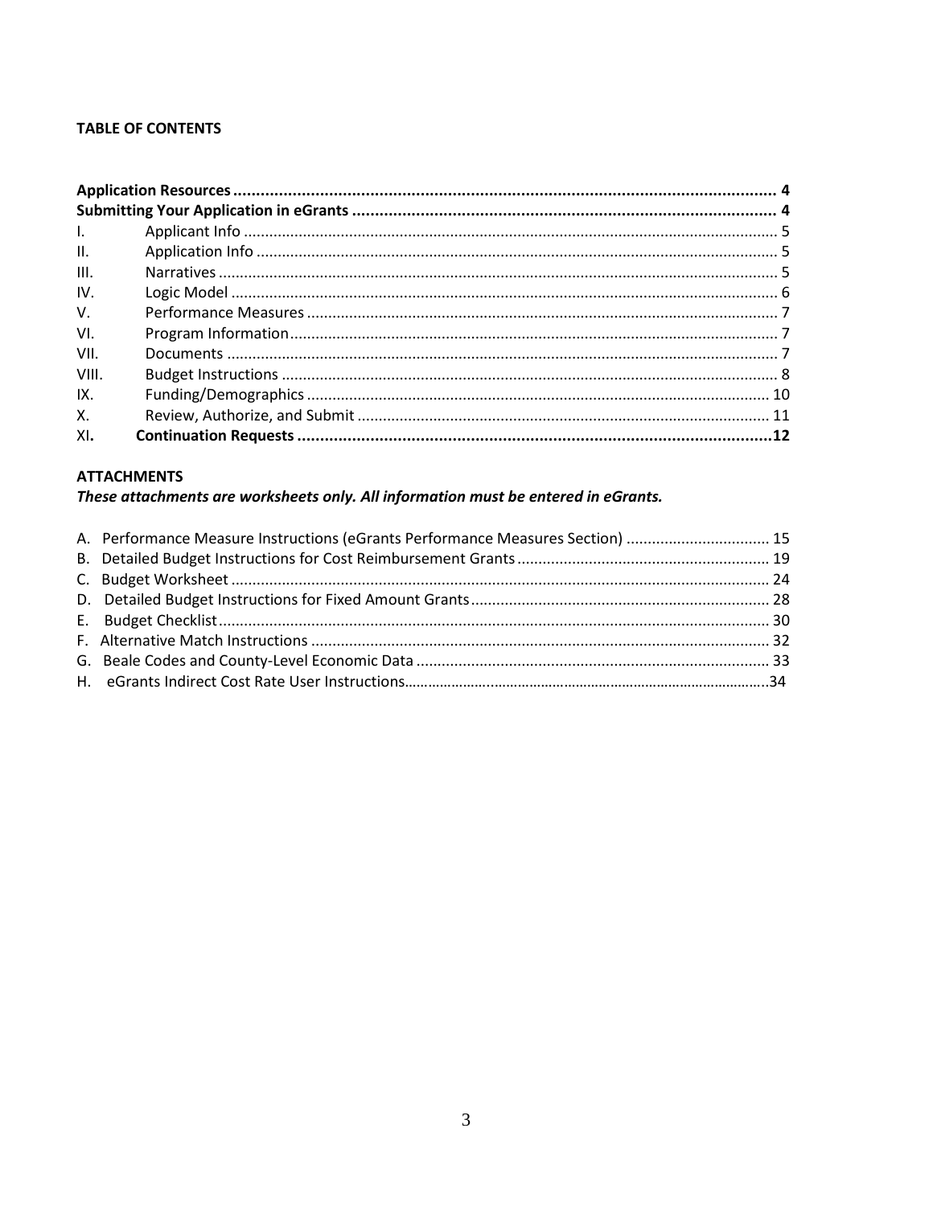**TABLE OF CONTENTS**

| | | |
|---|---|---|
| **Application Resources** | | **4** |
| **Submitting Your Application in eGrants** | | **4** |
| I. | Applicant Info | 5 |
| II. | Application Info | 5 |
| III. | Narratives | 5 |
| IV. | Logic Model | 6 |
| V. | Performance Measures | 7 |
| VI. | Program Information | 7 |
| VII. | Documents | 7 |
| VIII. | Budget Instructions | 8 |
| IX. | Funding/Demographics | 10 |
| X. | Review, Authorize, and Submit | 11 |
| XI**.** | **Continuation Requests** | **12** |

**ATTACHMENTS**

***These attachments are worksheets only. All information must be entered in eGrants.***

| | |
|---|---|
| A. Performance Measure Instructions (eGrants Performance Measures Section) | 15 |
| B. Detailed Budget Instructions for Cost Reimbursement Grants | 19 |
| C. Budget Worksheet | 24 |
| D. Detailed Budget Instructions for Fixed Amount Grants | 28 |
| E. Budget Checklist | 30 |
| F. Alternative Match Instructions | 32 |
| G. Beale Codes and County-Level Economic Data | 33 |
| H. eGrants Indirect Cost Rate User Instructions | 34 |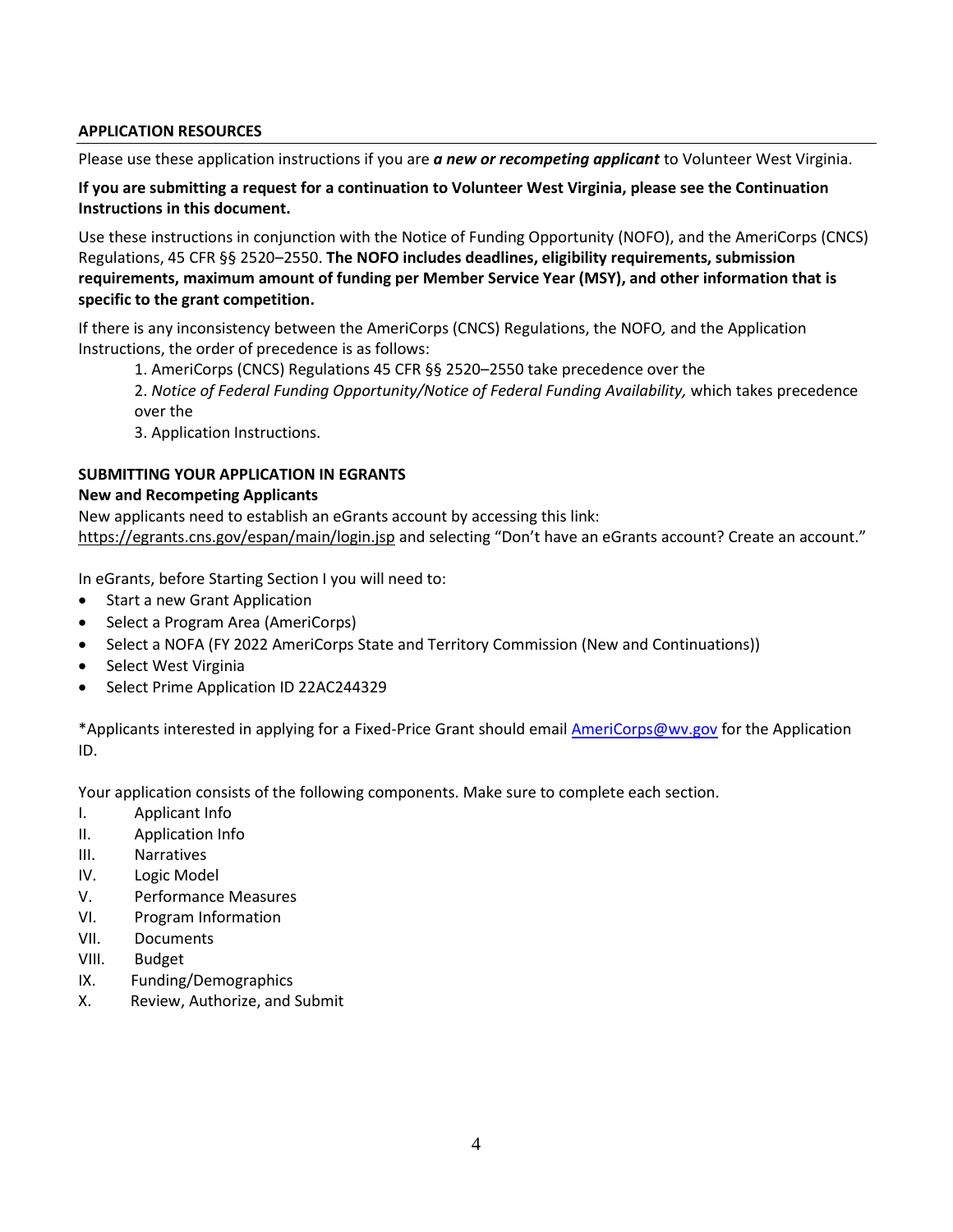## APPLICATION RESOURCES

Please use these application instructions if you are ***a new or recompeting applicant*** to Volunteer West Virginia.

**If you are submitting a request for a continuation to Volunteer West Virginia, please see the Continuation Instructions in this document.**

Use these instructions in conjunction with the Notice of Funding Opportunity (NOFO), and the AmeriCorps (CNCS) Regulations, 45 CFR §§ 2520–2550. **The NOFO includes deadlines, eligibility requirements, submission requirements, maximum amount of funding per Member Service Year (MSY), and other information that is specific to the grant competition.**

If there is any inconsistency between the AmeriCorps (CNCS) Regulations, the NOFO*,* and the Application Instructions, the order of precedence is as follows:

1. AmeriCorps (CNCS) Regulations 45 CFR §§ 2520–2550 take precedence over the
2. *Notice of Federal Funding Opportunity/Notice of Federal Funding Availability,* which takes precedence over the
3. Application Instructions.

## SUBMITTING YOUR APPLICATION IN EGRANTS

**New and Recompeting Applicants**

New applicants need to establish an eGrants account by accessing this link: https://egrants.cns.gov/espan/main/login.jsp and selecting "Don't have an eGrants account? Create an account."

In eGrants, before Starting Section I you will need to:

- Start a new Grant Application
- Select a Program Area (AmeriCorps)
- Select a NOFA (FY 2022 AmeriCorps State and Territory Commission (New and Continuations))
- Select West Virginia
- Select Prime Application ID 22AC244329

*Applicants interested in applying for a Fixed-Price Grant should email AmeriCorps@wv.gov for the Application ID.

Your application consists of the following components. Make sure to complete each section.

I. Applicant Info
II. Application Info
III. Narratives
IV. Logic Model
V. Performance Measures
VI. Program Information
VII. Documents
VIII. Budget
IX. Funding/Demographics
X. Review, Authorize, and Submit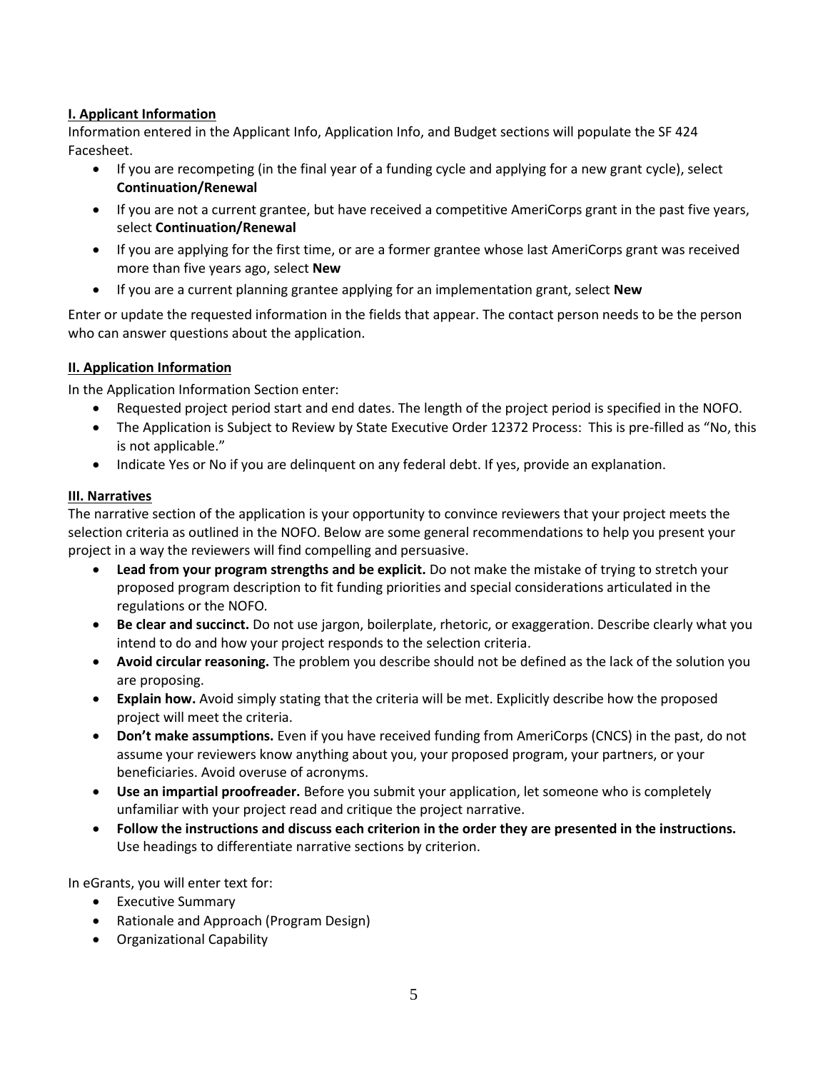### I. Applicant Information

Information entered in the Applicant Info, Application Info, and Budget sections will populate the SF 424 Facesheet.

- If you are recompeting (in the final year of a funding cycle and applying for a new grant cycle), select **Continuation/Renewal**
- If you are not a current grantee, but have received a competitive AmeriCorps grant in the past five years, select **Continuation/Renewal**
- If you are applying for the first time, or are a former grantee whose last AmeriCorps grant was received more than five years ago, select **New**
- If you are a current planning grantee applying for an implementation grant, select **New**

Enter or update the requested information in the fields that appear. The contact person needs to be the person who can answer questions about the application.

### II. Application Information

In the Application Information Section enter:

- Requested project period start and end dates. The length of the project period is specified in the NOFO.
- The Application is Subject to Review by State Executive Order 12372 Process: This is pre-filled as "No, this is not applicable."
- Indicate Yes or No if you are delinquent on any federal debt. If yes, provide an explanation.

### III. Narratives

The narrative section of the application is your opportunity to convince reviewers that your project meets the selection criteria as outlined in the NOFO. Below are some general recommendations to help you present your project in a way the reviewers will find compelling and persuasive.

- **Lead from your program strengths and be explicit.** Do not make the mistake of trying to stretch your proposed program description to fit funding priorities and special considerations articulated in the regulations or the NOFO.
- **Be clear and succinct.** Do not use jargon, boilerplate, rhetoric, or exaggeration. Describe clearly what you intend to do and how your project responds to the selection criteria.
- **Avoid circular reasoning.** The problem you describe should not be defined as the lack of the solution you are proposing.
- **Explain how.** Avoid simply stating that the criteria will be met. Explicitly describe how the proposed project will meet the criteria.
- **Don't make assumptions.** Even if you have received funding from AmeriCorps (CNCS) in the past, do not assume your reviewers know anything about you, your proposed program, your partners, or your beneficiaries. Avoid overuse of acronyms.
- **Use an impartial proofreader.** Before you submit your application, let someone who is completely unfamiliar with your project read and critique the project narrative.
- **Follow the instructions and discuss each criterion in the order they are presented in the instructions.** Use headings to differentiate narrative sections by criterion.

In eGrants, you will enter text for:

- Executive Summary
- Rationale and Approach (Program Design)
- Organizational Capability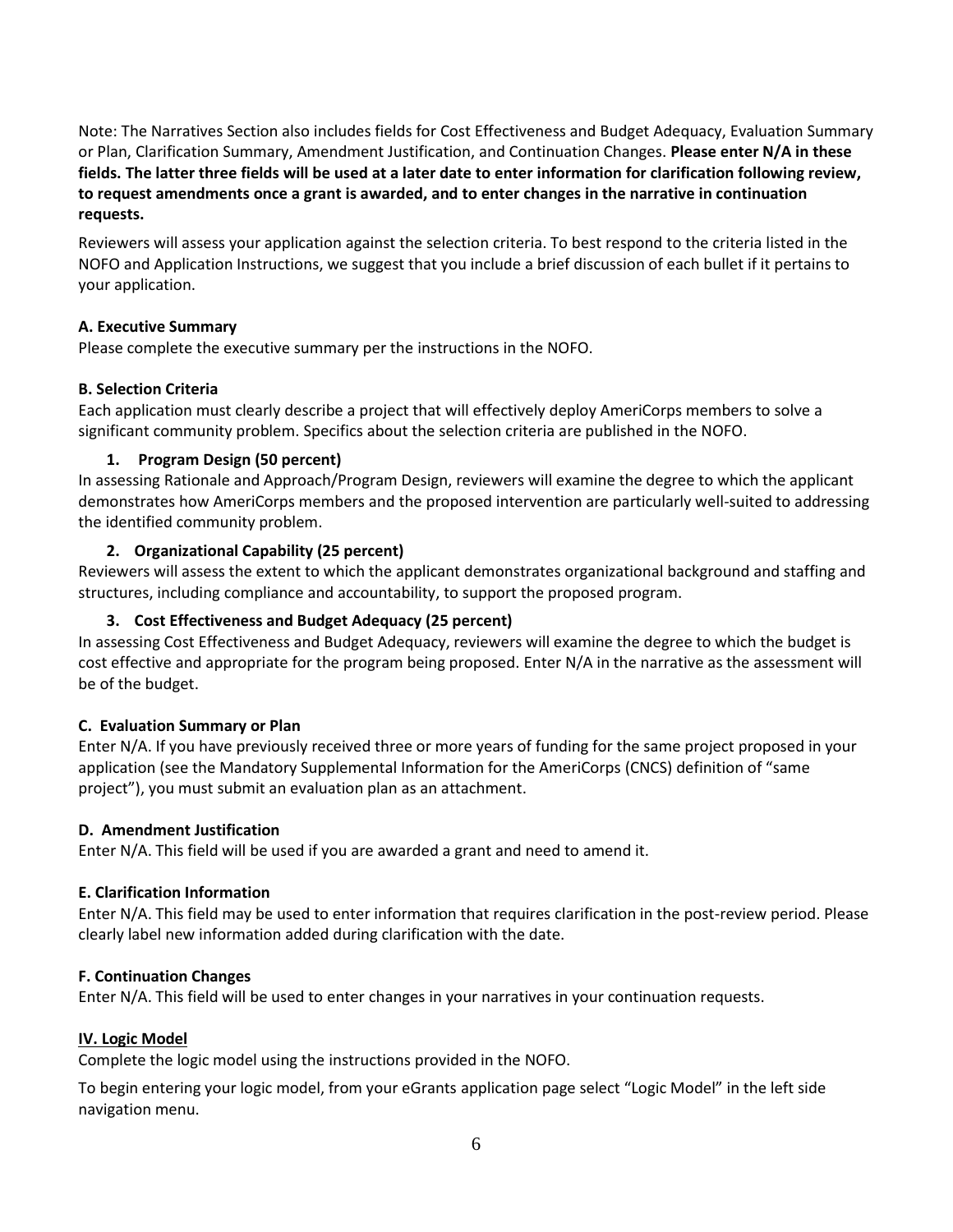Note: The Narratives Section also includes fields for Cost Effectiveness and Budget Adequacy, Evaluation Summary or Plan, Clarification Summary, Amendment Justification, and Continuation Changes. **Please enter N/A in these fields. The latter three fields will be used at a later date to enter information for clarification following review, to request amendments once a grant is awarded, and to enter changes in the narrative in continuation requests.**

Reviewers will assess your application against the selection criteria. To best respond to the criteria listed in the NOFO and Application Instructions, we suggest that you include a brief discussion of each bullet if it pertains to your application.

### A. Executive Summary

Please complete the executive summary per the instructions in the NOFO.

### B. Selection Criteria

Each application must clearly describe a project that will effectively deploy AmeriCorps members to solve a significant community problem. Specifics about the selection criteria are published in the NOFO.

#### 1. Program Design (50 percent)

In assessing Rationale and Approach/Program Design, reviewers will examine the degree to which the applicant demonstrates how AmeriCorps members and the proposed intervention are particularly well-suited to addressing the identified community problem.

#### 2. Organizational Capability (25 percent)

Reviewers will assess the extent to which the applicant demonstrates organizational background and staffing and structures, including compliance and accountability, to support the proposed program.

#### 3. Cost Effectiveness and Budget Adequacy (25 percent)

In assessing Cost Effectiveness and Budget Adequacy, reviewers will examine the degree to which the budget is cost effective and appropriate for the program being proposed. Enter N/A in the narrative as the assessment will be of the budget.

### C. Evaluation Summary or Plan

Enter N/A. If you have previously received three or more years of funding for the same project proposed in your application (see the Mandatory Supplemental Information for the AmeriCorps (CNCS) definition of "same project"), you must submit an evaluation plan as an attachment.

### D. Amendment Justification

Enter N/A. This field will be used if you are awarded a grant and need to amend it.

### E. Clarification Information

Enter N/A. This field may be used to enter information that requires clarification in the post-review period. Please clearly label new information added during clarification with the date.

### F. Continuation Changes

Enter N/A. This field will be used to enter changes in your narratives in your continuation requests.

## IV. Logic Model

Complete the logic model using the instructions provided in the NOFO.

To begin entering your logic model, from your eGrants application page select "Logic Model" in the left side navigation menu.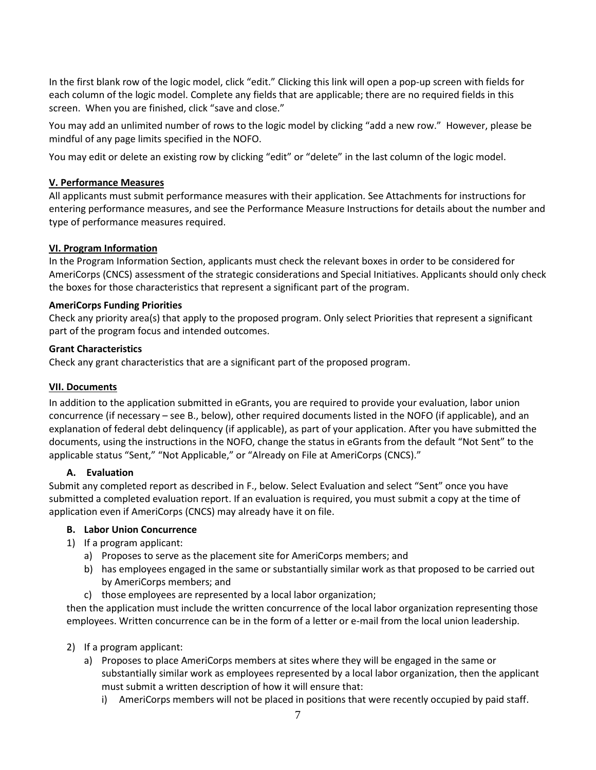In the first blank row of the logic model, click "edit." Clicking this link will open a pop-up screen with fields for each column of the logic model. Complete any fields that are applicable; there are no required fields in this screen. When you are finished, click "save and close."

You may add an unlimited number of rows to the logic model by clicking "add a new row." However, please be mindful of any page limits specified in the NOFO.

You may edit or delete an existing row by clicking "edit" or "delete" in the last column of the logic model.

## V. Performance Measures

All applicants must submit performance measures with their application. See Attachments for instructions for entering performance measures, and see the Performance Measure Instructions for details about the number and type of performance measures required.

## VI. Program Information

In the Program Information Section, applicants must check the relevant boxes in order to be considered for AmeriCorps (CNCS) assessment of the strategic considerations and Special Initiatives. Applicants should only check the boxes for those characteristics that represent a significant part of the program.

### AmeriCorps Funding Priorities

Check any priority area(s) that apply to the proposed program. Only select Priorities that represent a significant part of the program focus and intended outcomes.

### Grant Characteristics

Check any grant characteristics that are a significant part of the proposed program.

## VII. Documents

In addition to the application submitted in eGrants, you are required to provide your evaluation, labor union concurrence (if necessary – see B., below), other required documents listed in the NOFO (if applicable), and an explanation of federal debt delinquency (if applicable), as part of your application. After you have submitted the documents, using the instructions in the NOFO, change the status in eGrants from the default "Not Sent" to the applicable status "Sent," "Not Applicable," or "Already on File at AmeriCorps (CNCS)."

### A. Evaluation

Submit any completed report as described in F., below. Select Evaluation and select "Sent" once you have submitted a completed evaluation report. If an evaluation is required, you must submit a copy at the time of application even if AmeriCorps (CNCS) may already have it on file.

### B. Labor Union Concurrence

1) If a program applicant:
   a) Proposes to serve as the placement site for AmeriCorps members; and
   b) has employees engaged in the same or substantially similar work as that proposed to be carried out by AmeriCorps members; and
   c) those employees are represented by a local labor organization;

then the application must include the written concurrence of the local labor organization representing those employees. Written concurrence can be in the form of a letter or e-mail from the local union leadership.

2) If a program applicant:
   a) Proposes to place AmeriCorps members at sites where they will be engaged in the same or substantially similar work as employees represented by a local labor organization, then the applicant must submit a written description of how it will ensure that:
      i) AmeriCorps members will not be placed in positions that were recently occupied by paid staff.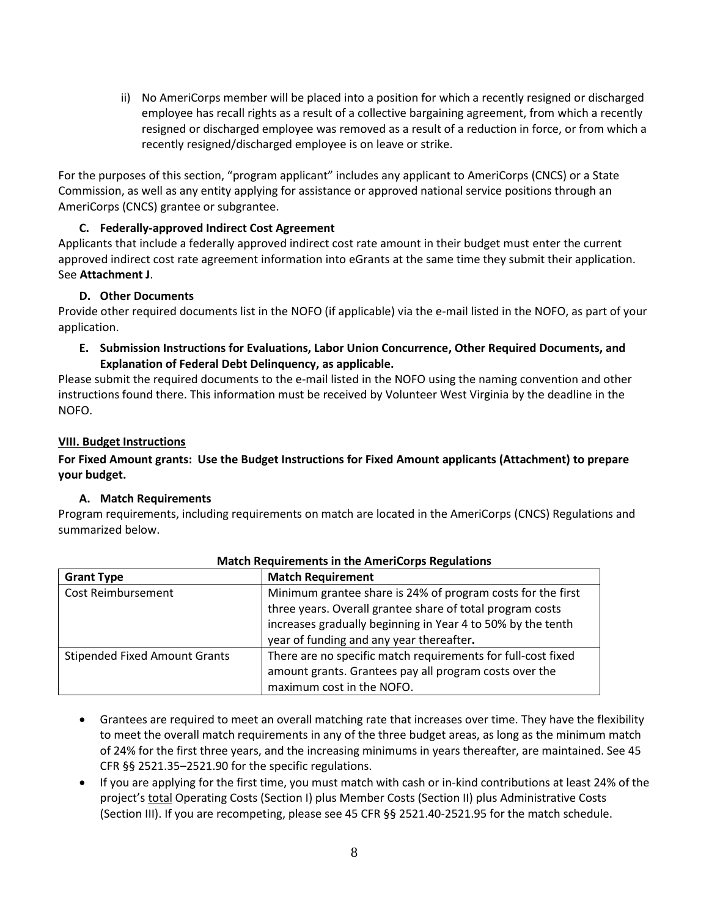ii) No AmeriCorps member will be placed into a position for which a recently resigned or discharged employee has recall rights as a result of a collective bargaining agreement, from which a recently resigned or discharged employee was removed as a result of a reduction in force, or from which a recently resigned/discharged employee is on leave or strike.

For the purposes of this section, "program applicant" includes any applicant to AmeriCorps (CNCS) or a State Commission, as well as any entity applying for assistance or approved national service positions through an AmeriCorps (CNCS) grantee or subgrantee.

### C. Federally-approved Indirect Cost Agreement

Applicants that include a federally approved indirect cost rate amount in their budget must enter the current approved indirect cost rate agreement information into eGrants at the same time they submit their application. See **Attachment J**.

### D. Other Documents

Provide other required documents list in the NOFO (if applicable) via the e-mail listed in the NOFO, as part of your application.

### E. Submission Instructions for Evaluations, Labor Union Concurrence, Other Required Documents, and Explanation of Federal Debt Delinquency, as applicable.

Please submit the required documents to the e-mail listed in the NOFO using the naming convention and other instructions found there. This information must be received by Volunteer West Virginia by the deadline in the NOFO.

## VIII. Budget Instructions

**For Fixed Amount grants: Use the Budget Instructions for Fixed Amount applicants (Attachment) to prepare your budget.**

### A. Match Requirements

Program requirements, including requirements on match are located in the AmeriCorps (CNCS) Regulations and summarized below.

**Match Requirements in the AmeriCorps Regulations**

| Grant Type | Match Requirement |
|---|---|
| Cost Reimbursement | Minimum grantee share is 24% of program costs for the first three years. Overall grantee share of total program costs increases gradually beginning in Year 4 to 50% by the tenth year of funding and any year thereafter**.** |
| Stipended Fixed Amount Grants | There are no specific match requirements for full-cost fixed amount grants. Grantees pay all program costs over the maximum cost in the NOFO. |

- Grantees are required to meet an overall matching rate that increases over time. They have the flexibility to meet the overall match requirements in any of the three budget areas, as long as the minimum match of 24% for the first three years, and the increasing minimums in years thereafter, are maintained. See 45 CFR §§ 2521.35–2521.90 for the specific regulations.
- If you are applying for the first time, you must match with cash or in-kind contributions at least 24% of the project's total Operating Costs (Section I) plus Member Costs (Section II) plus Administrative Costs (Section III). If you are recompeting, please see 45 CFR §§ 2521.40-2521.95 for the match schedule.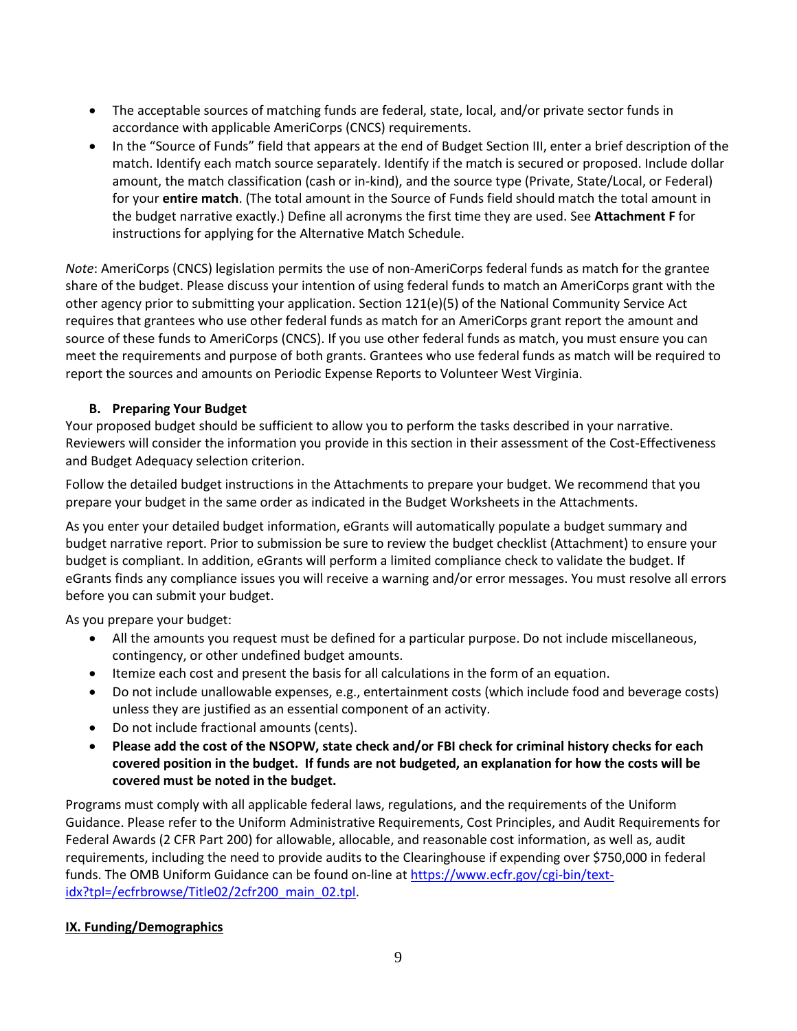- The acceptable sources of matching funds are federal, state, local, and/or private sector funds in accordance with applicable AmeriCorps (CNCS) requirements.
- In the "Source of Funds" field that appears at the end of Budget Section III, enter a brief description of the match. Identify each match source separately. Identify if the match is secured or proposed. Include dollar amount, the match classification (cash or in-kind), and the source type (Private, State/Local, or Federal) for your **entire match**. (The total amount in the Source of Funds field should match the total amount in the budget narrative exactly.) Define all acronyms the first time they are used. See **Attachment F** for instructions for applying for the Alternative Match Schedule.

*Note*: AmeriCorps (CNCS) legislation permits the use of non-AmeriCorps federal funds as match for the grantee share of the budget. Please discuss your intention of using federal funds to match an AmeriCorps grant with the other agency prior to submitting your application. Section 121(e)(5) of the National Community Service Act requires that grantees who use other federal funds as match for an AmeriCorps grant report the amount and source of these funds to AmeriCorps (CNCS). If you use other federal funds as match, you must ensure you can meet the requirements and purpose of both grants. Grantees who use federal funds as match will be required to report the sources and amounts on Periodic Expense Reports to Volunteer West Virginia.

### B. Preparing Your Budget

Your proposed budget should be sufficient to allow you to perform the tasks described in your narrative. Reviewers will consider the information you provide in this section in their assessment of the Cost-Effectiveness and Budget Adequacy selection criterion.

Follow the detailed budget instructions in the Attachments to prepare your budget. We recommend that you prepare your budget in the same order as indicated in the Budget Worksheets in the Attachments.

As you enter your detailed budget information, eGrants will automatically populate a budget summary and budget narrative report. Prior to submission be sure to review the budget checklist (Attachment) to ensure your budget is compliant. In addition, eGrants will perform a limited compliance check to validate the budget. If eGrants finds any compliance issues you will receive a warning and/or error messages. You must resolve all errors before you can submit your budget.

As you prepare your budget:

- All the amounts you request must be defined for a particular purpose. Do not include miscellaneous, contingency, or other undefined budget amounts.
- Itemize each cost and present the basis for all calculations in the form of an equation.
- Do not include unallowable expenses, e.g., entertainment costs (which include food and beverage costs) unless they are justified as an essential component of an activity.
- Do not include fractional amounts (cents).
- **Please add the cost of the NSOPW, state check and/or FBI check for criminal history checks for each covered position in the budget. If funds are not budgeted, an explanation for how the costs will be covered must be noted in the budget.**

Programs must comply with all applicable federal laws, regulations, and the requirements of the Uniform Guidance. Please refer to the Uniform Administrative Requirements, Cost Principles, and Audit Requirements for Federal Awards (2 CFR Part 200) for allowable, allocable, and reasonable cost information, as well as, audit requirements, including the need to provide audits to the Clearinghouse if expending over $750,000 in federal funds. The OMB Uniform Guidance can be found on-line at [https://www.ecfr.gov/cgi-bin/text-idx?tpl=/ecfrbrowse/Title02/2cfr200_main_02.tpl](https://www.ecfr.gov/cgi-bin/text-idx?tpl=/ecfrbrowse/Title02/2cfr200_main_02.tpl).

## IX. Funding/Demographics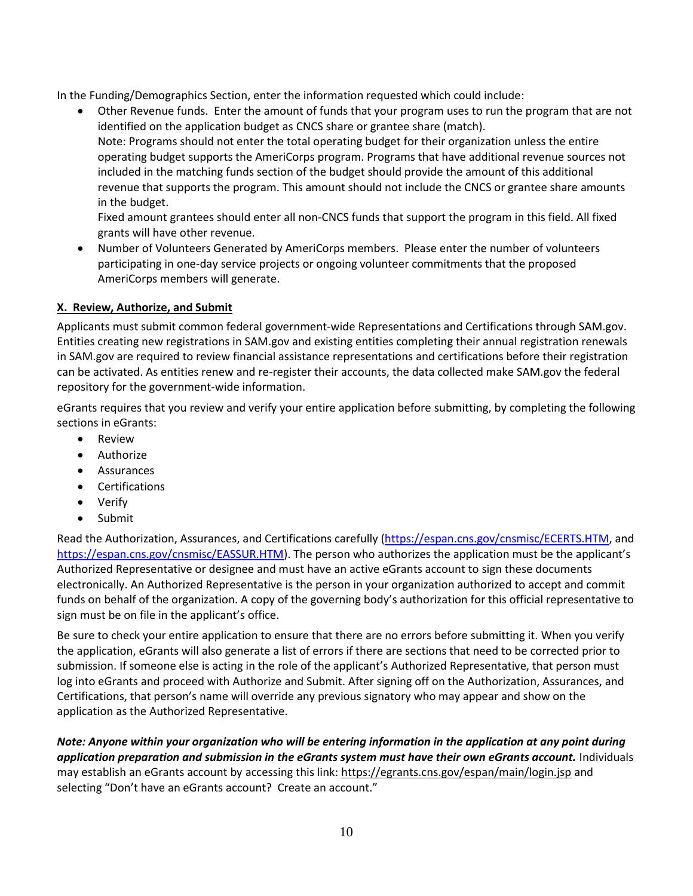In the Funding/Demographics Section, enter the information requested which could include:

- Other Revenue funds. Enter the amount of funds that your program uses to run the program that are not identified on the application budget as CNCS share or grantee share (match).
  Note: Programs should not enter the total operating budget for their organization unless the entire operating budget supports the AmeriCorps program. Programs that have additional revenue sources not included in the matching funds section of the budget should provide the amount of this additional revenue that supports the program. This amount should not include the CNCS or grantee share amounts in the budget.
  Fixed amount grantees should enter all non-CNCS funds that support the program in this field. All fixed grants will have other revenue.
- Number of Volunteers Generated by AmeriCorps members. Please enter the number of volunteers participating in one-day service projects or ongoing volunteer commitments that the proposed AmeriCorps members will generate.

### X. Review, Authorize, and Submit

Applicants must submit common federal government-wide Representations and Certifications through SAM.gov. Entities creating new registrations in SAM.gov and existing entities completing their annual registration renewals in SAM.gov are required to review financial assistance representations and certifications before their registration can be activated. As entities renew and re-register their accounts, the data collected make SAM.gov the federal repository for the government-wide information.

eGrants requires that you review and verify your entire application before submitting, by completing the following sections in eGrants:

- Review
- Authorize
- Assurances
- Certifications
- Verify
- Submit

Read the Authorization, Assurances, and Certifications carefully (https://espan.cns.gov/cnsmisc/ECERTS.HTM, and https://espan.cns.gov/cnsmisc/EASSUR.HTM). The person who authorizes the application must be the applicant's Authorized Representative or designee and must have an active eGrants account to sign these documents electronically. An Authorized Representative is the person in your organization authorized to accept and commit funds on behalf of the organization. A copy of the governing body's authorization for this official representative to sign must be on file in the applicant's office.

Be sure to check your entire application to ensure that there are no errors before submitting it. When you verify the application, eGrants will also generate a list of errors if there are sections that need to be corrected prior to submission. If someone else is acting in the role of the applicant's Authorized Representative, that person must log into eGrants and proceed with Authorize and Submit. After signing off on the Authorization, Assurances, and Certifications, that person's name will override any previous signatory who may appear and show on the application as the Authorized Representative.

***Note: Anyone within your organization who will be entering information in the application at any point during application preparation and submission in the eGrants system must have their own eGrants account.*** Individuals may establish an eGrants account by accessing this link: https://egrants.cns.gov/espan/main/login.jsp and selecting "Don't have an eGrants account? Create an account."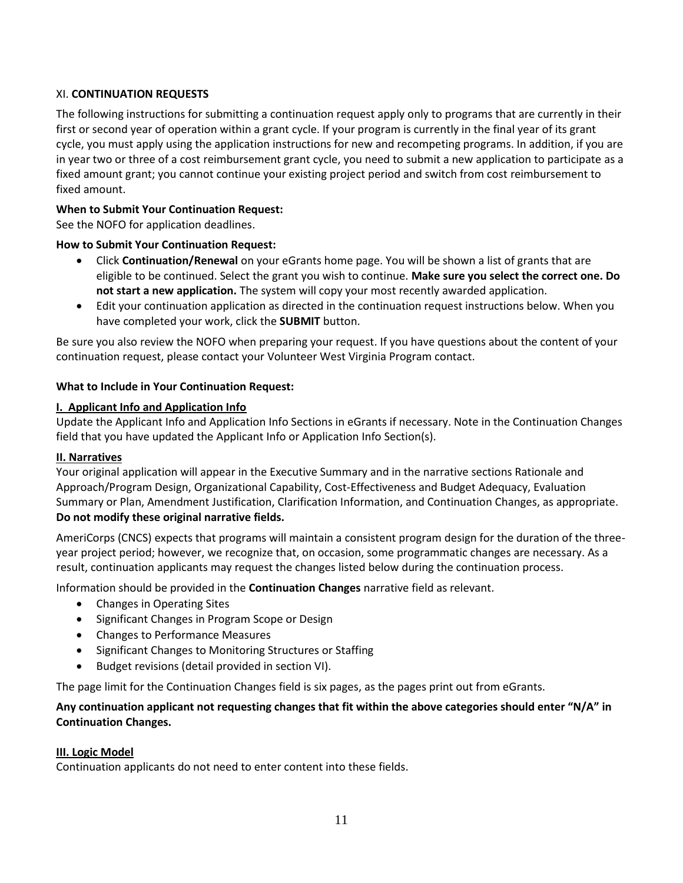## XI. **CONTINUATION REQUESTS**

The following instructions for submitting a continuation request apply only to programs that are currently in their first or second year of operation within a grant cycle. If your program is currently in the final year of its grant cycle, you must apply using the application instructions for new and recompeting programs. In addition, if you are in year two or three of a cost reimbursement grant cycle, you need to submit a new application to participate as a fixed amount grant; you cannot continue your existing project period and switch from cost reimbursement to fixed amount.

**When to Submit Your Continuation Request:**
See the NOFO for application deadlines.

**How to Submit Your Continuation Request:**

- Click **Continuation/Renewal** on your eGrants home page. You will be shown a list of grants that are eligible to be continued. Select the grant you wish to continue. **Make sure you select the correct one. Do not start a new application.** The system will copy your most recently awarded application.
- Edit your continuation application as directed in the continuation request instructions below. When you have completed your work, click the **SUBMIT** button.

Be sure you also review the NOFO when preparing your request. If you have questions about the content of your continuation request, please contact your Volunteer West Virginia Program contact.

**What to Include in Your Continuation Request:**

**I. Applicant Info and Application Info**

Update the Applicant Info and Application Info Sections in eGrants if necessary. Note in the Continuation Changes field that you have updated the Applicant Info or Application Info Section(s).

**II. Narratives**

Your original application will appear in the Executive Summary and in the narrative sections Rationale and Approach/Program Design, Organizational Capability, Cost-Effectiveness and Budget Adequacy, Evaluation Summary or Plan, Amendment Justification, Clarification Information, and Continuation Changes, as appropriate. **Do not modify these original narrative fields.**

AmeriCorps (CNCS) expects that programs will maintain a consistent program design for the duration of the three-year project period; however, we recognize that, on occasion, some programmatic changes are necessary. As a result, continuation applicants may request the changes listed below during the continuation process.

Information should be provided in the **Continuation Changes** narrative field as relevant.

- Changes in Operating Sites
- Significant Changes in Program Scope or Design
- Changes to Performance Measures
- Significant Changes to Monitoring Structures or Staffing
- Budget revisions (detail provided in section VI).

The page limit for the Continuation Changes field is six pages, as the pages print out from eGrants.

**Any continuation applicant not requesting changes that fit within the above categories should enter "N/A" in Continuation Changes.**

**III. Logic Model**

Continuation applicants do not need to enter content into these fields.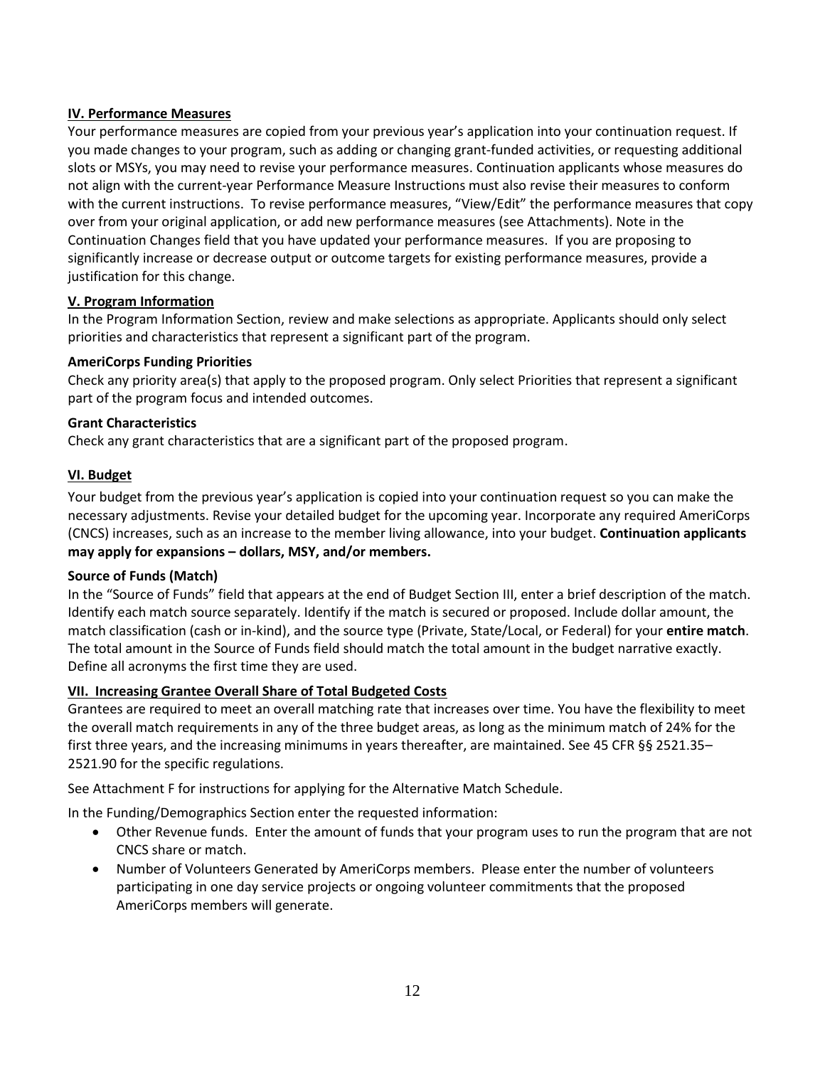## IV. Performance Measures

Your performance measures are copied from your previous year's application into your continuation request. If you made changes to your program, such as adding or changing grant-funded activities, or requesting additional slots or MSYs, you may need to revise your performance measures. Continuation applicants whose measures do not align with the current-year Performance Measure Instructions must also revise their measures to conform with the current instructions. To revise performance measures, "View/Edit" the performance measures that copy over from your original application, or add new performance measures (see Attachments). Note in the Continuation Changes field that you have updated your performance measures. If you are proposing to significantly increase or decrease output or outcome targets for existing performance measures, provide a justification for this change.

## V. Program Information

In the Program Information Section, review and make selections as appropriate. Applicants should only select priorities and characteristics that represent a significant part of the program.

### AmeriCorps Funding Priorities

Check any priority area(s) that apply to the proposed program. Only select Priorities that represent a significant part of the program focus and intended outcomes.

### Grant Characteristics

Check any grant characteristics that are a significant part of the proposed program.

## VI. Budget

Your budget from the previous year's application is copied into your continuation request so you can make the necessary adjustments. Revise your detailed budget for the upcoming year. Incorporate any required AmeriCorps (CNCS) increases, such as an increase to the member living allowance, into your budget. **Continuation applicants may apply for expansions – dollars, MSY, and/or members.**

### Source of Funds (Match)

In the "Source of Funds" field that appears at the end of Budget Section III, enter a brief description of the match. Identify each match source separately. Identify if the match is secured or proposed. Include dollar amount, the match classification (cash or in-kind), and the source type (Private, State/Local, or Federal) for your **entire match**. The total amount in the Source of Funds field should match the total amount in the budget narrative exactly. Define all acronyms the first time they are used.

## VII. Increasing Grantee Overall Share of Total Budgeted Costs

Grantees are required to meet an overall matching rate that increases over time. You have the flexibility to meet the overall match requirements in any of the three budget areas, as long as the minimum match of 24% for the first three years, and the increasing minimums in years thereafter, are maintained. See 45 CFR §§ 2521.35–2521.90 for the specific regulations.

See Attachment F for instructions for applying for the Alternative Match Schedule.

In the Funding/Demographics Section enter the requested information:

- Other Revenue funds. Enter the amount of funds that your program uses to run the program that are not CNCS share or match.
- Number of Volunteers Generated by AmeriCorps members. Please enter the number of volunteers participating in one day service projects or ongoing volunteer commitments that the proposed AmeriCorps members will generate.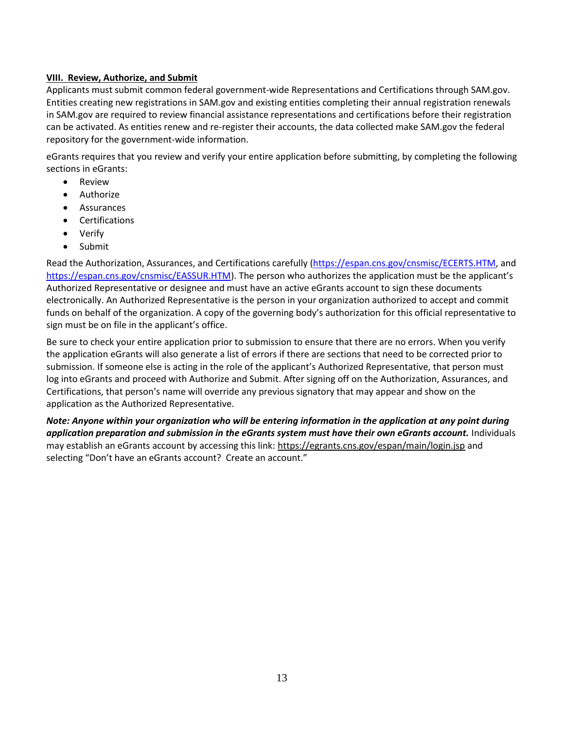## VIII. Review, Authorize, and Submit

Applicants must submit common federal government-wide Representations and Certifications through SAM.gov. Entities creating new registrations in SAM.gov and existing entities completing their annual registration renewals in SAM.gov are required to review financial assistance representations and certifications before their registration can be activated. As entities renew and re-register their accounts, the data collected make SAM.gov the federal repository for the government-wide information.

eGrants requires that you review and verify your entire application before submitting, by completing the following sections in eGrants:

- Review
- Authorize
- Assurances
- Certifications
- Verify
- Submit

Read the Authorization, Assurances, and Certifications carefully (https://espan.cns.gov/cnsmisc/ECERTS.HTM, and https://espan.cns.gov/cnsmisc/EASSUR.HTM). The person who authorizes the application must be the applicant's Authorized Representative or designee and must have an active eGrants account to sign these documents electronically. An Authorized Representative is the person in your organization authorized to accept and commit funds on behalf of the organization. A copy of the governing body's authorization for this official representative to sign must be on file in the applicant's office.

Be sure to check your entire application prior to submission to ensure that there are no errors. When you verify the application eGrants will also generate a list of errors if there are sections that need to be corrected prior to submission. If someone else is acting in the role of the applicant's Authorized Representative, that person must log into eGrants and proceed with Authorize and Submit. After signing off on the Authorization, Assurances, and Certifications, that person's name will override any previous signatory that may appear and show on the application as the Authorized Representative.

***Note: Anyone within your organization who will be entering information in the application at any point during application preparation and submission in the eGrants system must have their own eGrants account.*** Individuals may establish an eGrants account by accessing this link: https://egrants.cns.gov/espan/main/login.jsp and selecting "Don't have an eGrants account? Create an account."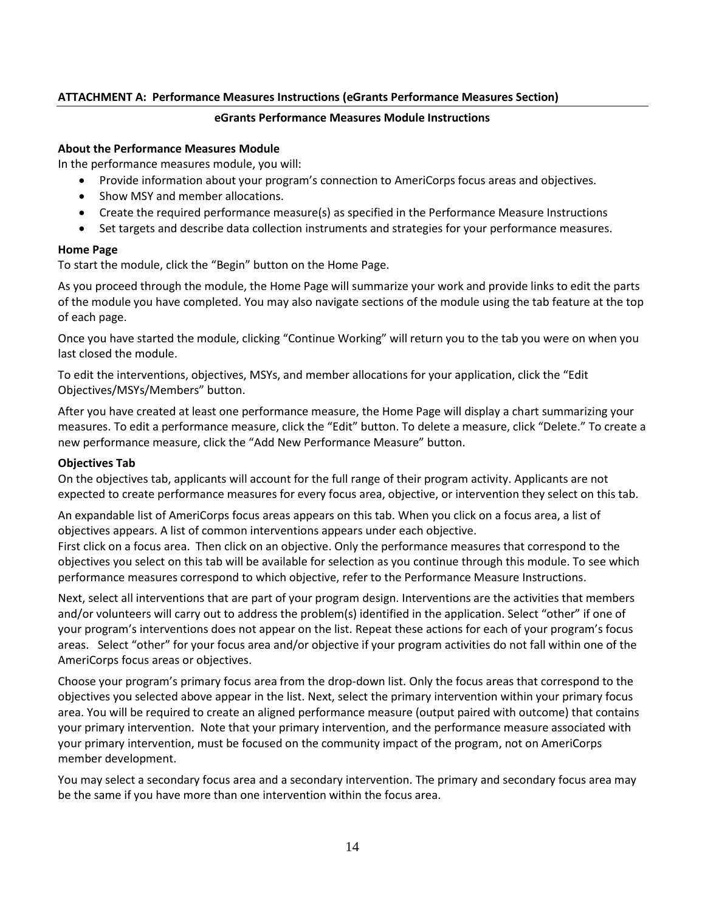**ATTACHMENT A: Performance Measures Instructions (eGrants Performance Measures Section)**

**eGrants Performance Measures Module Instructions**

**About the Performance Measures Module**

In the performance measures module, you will:

- Provide information about your program's connection to AmeriCorps focus areas and objectives.
- Show MSY and member allocations.
- Create the required performance measure(s) as specified in the Performance Measure Instructions
- Set targets and describe data collection instruments and strategies for your performance measures.

**Home Page**

To start the module, click the "Begin" button on the Home Page.

As you proceed through the module, the Home Page will summarize your work and provide links to edit the parts of the module you have completed. You may also navigate sections of the module using the tab feature at the top of each page.

Once you have started the module, clicking "Continue Working" will return you to the tab you were on when you last closed the module.

To edit the interventions, objectives, MSYs, and member allocations for your application, click the "Edit Objectives/MSYs/Members" button.

After you have created at least one performance measure, the Home Page will display a chart summarizing your measures. To edit a performance measure, click the "Edit" button. To delete a measure, click "Delete." To create a new performance measure, click the "Add New Performance Measure" button.

**Objectives Tab**

On the objectives tab, applicants will account for the full range of their program activity. Applicants are not expected to create performance measures for every focus area, objective, or intervention they select on this tab.

An expandable list of AmeriCorps focus areas appears on this tab. When you click on a focus area, a list of objectives appears. A list of common interventions appears under each objective.
First click on a focus area. Then click on an objective. Only the performance measures that correspond to the objectives you select on this tab will be available for selection as you continue through this module. To see which performance measures correspond to which objective, refer to the Performance Measure Instructions.

Next, select all interventions that are part of your program design. Interventions are the activities that members and/or volunteers will carry out to address the problem(s) identified in the application. Select "other" if one of your program's interventions does not appear on the list. Repeat these actions for each of your program's focus areas. Select "other" for your focus area and/or objective if your program activities do not fall within one of the AmeriCorps focus areas or objectives.

Choose your program's primary focus area from the drop-down list. Only the focus areas that correspond to the objectives you selected above appear in the list. Next, select the primary intervention within your primary focus area. You will be required to create an aligned performance measure (output paired with outcome) that contains your primary intervention. Note that your primary intervention, and the performance measure associated with your primary intervention, must be focused on the community impact of the program, not on AmeriCorps member development.

You may select a secondary focus area and a secondary intervention. The primary and secondary focus area may be the same if you have more than one intervention within the focus area.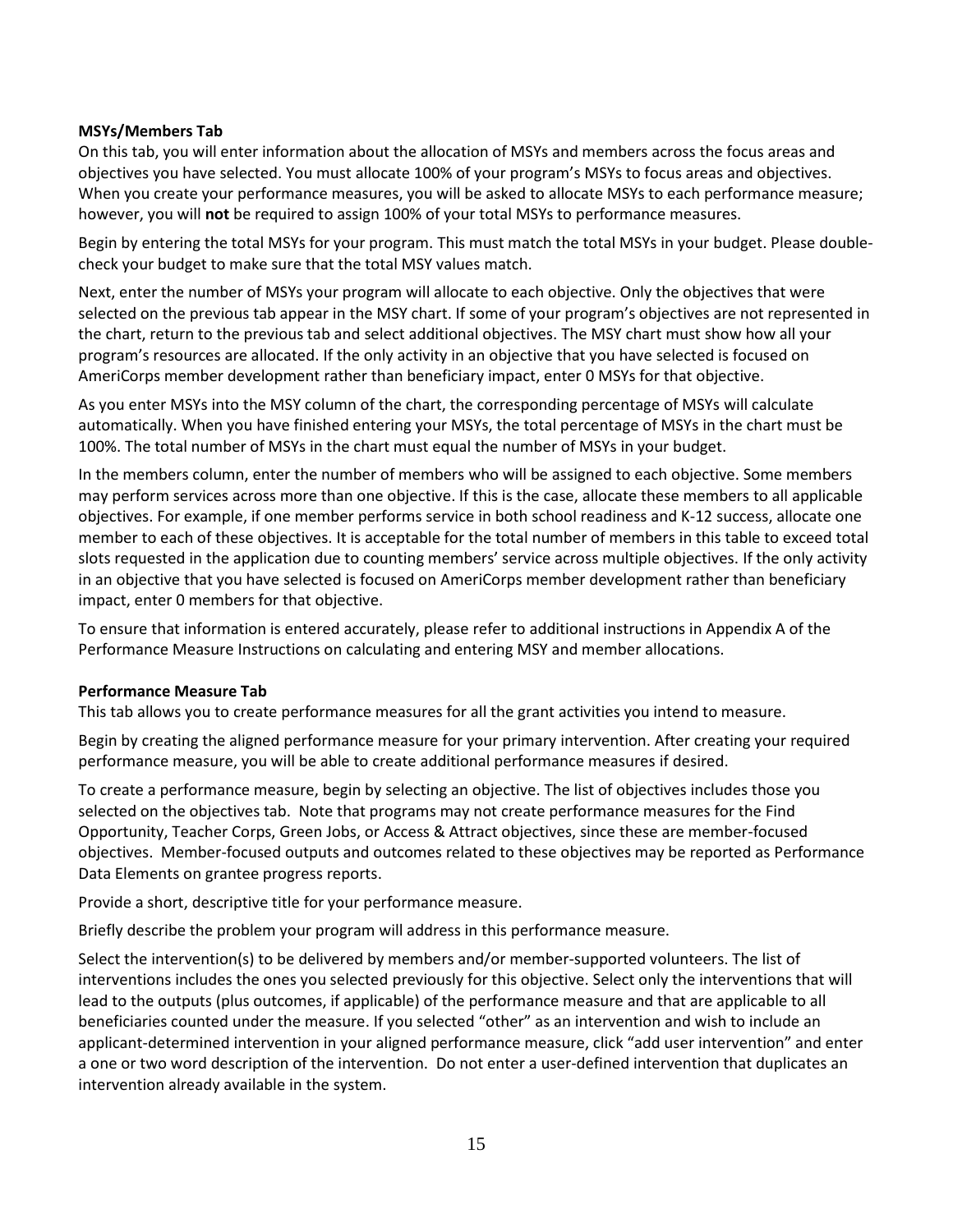**MSYs/Members Tab**

On this tab, you will enter information about the allocation of MSYs and members across the focus areas and objectives you have selected. You must allocate 100% of your program's MSYs to focus areas and objectives. When you create your performance measures, you will be asked to allocate MSYs to each performance measure; however, you will **not** be required to assign 100% of your total MSYs to performance measures.

Begin by entering the total MSYs for your program. This must match the total MSYs in your budget. Please double-check your budget to make sure that the total MSY values match.

Next, enter the number of MSYs your program will allocate to each objective. Only the objectives that were selected on the previous tab appear in the MSY chart. If some of your program's objectives are not represented in the chart, return to the previous tab and select additional objectives. The MSY chart must show how all your program's resources are allocated. If the only activity in an objective that you have selected is focused on AmeriCorps member development rather than beneficiary impact, enter 0 MSYs for that objective.

As you enter MSYs into the MSY column of the chart, the corresponding percentage of MSYs will calculate automatically. When you have finished entering your MSYs, the total percentage of MSYs in the chart must be 100%. The total number of MSYs in the chart must equal the number of MSYs in your budget.

In the members column, enter the number of members who will be assigned to each objective. Some members may perform services across more than one objective. If this is the case, allocate these members to all applicable objectives. For example, if one member performs service in both school readiness and K-12 success, allocate one member to each of these objectives. It is acceptable for the total number of members in this table to exceed total slots requested in the application due to counting members' service across multiple objectives. If the only activity in an objective that you have selected is focused on AmeriCorps member development rather than beneficiary impact, enter 0 members for that objective.

To ensure that information is entered accurately, please refer to additional instructions in Appendix A of the Performance Measure Instructions on calculating and entering MSY and member allocations.

**Performance Measure Tab**

This tab allows you to create performance measures for all the grant activities you intend to measure.

Begin by creating the aligned performance measure for your primary intervention. After creating your required performance measure, you will be able to create additional performance measures if desired.

To create a performance measure, begin by selecting an objective. The list of objectives includes those you selected on the objectives tab. Note that programs may not create performance measures for the Find Opportunity, Teacher Corps, Green Jobs, or Access & Attract objectives, since these are member-focused objectives. Member-focused outputs and outcomes related to these objectives may be reported as Performance Data Elements on grantee progress reports.

Provide a short, descriptive title for your performance measure.

Briefly describe the problem your program will address in this performance measure.

Select the intervention(s) to be delivered by members and/or member-supported volunteers. The list of interventions includes the ones you selected previously for this objective. Select only the interventions that will lead to the outputs (plus outcomes, if applicable) of the performance measure and that are applicable to all beneficiaries counted under the measure. If you selected "other" as an intervention and wish to include an applicant-determined intervention in your aligned performance measure, click "add user intervention" and enter a one or two word description of the intervention. Do not enter a user-defined intervention that duplicates an intervention already available in the system.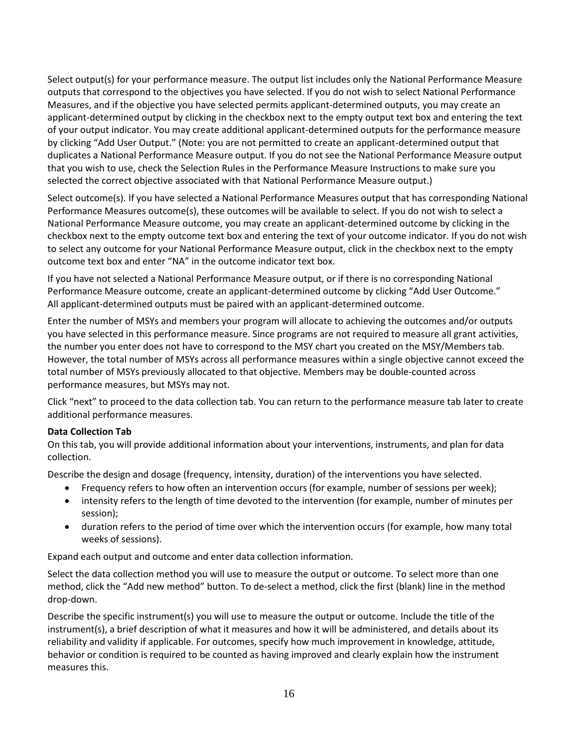Select output(s) for your performance measure. The output list includes only the National Performance Measure outputs that correspond to the objectives you have selected. If you do not wish to select National Performance Measures, and if the objective you have selected permits applicant-determined outputs, you may create an applicant-determined output by clicking in the checkbox next to the empty output text box and entering the text of your output indicator. You may create additional applicant-determined outputs for the performance measure by clicking "Add User Output." (Note: you are not permitted to create an applicant-determined output that duplicates a National Performance Measure output. If you do not see the National Performance Measure output that you wish to use, check the Selection Rules in the Performance Measure Instructions to make sure you selected the correct objective associated with that National Performance Measure output.)

Select outcome(s). If you have selected a National Performance Measures output that has corresponding National Performance Measures outcome(s), these outcomes will be available to select. If you do not wish to select a National Performance Measure outcome, you may create an applicant-determined outcome by clicking in the checkbox next to the empty outcome text box and entering the text of your outcome indicator. If you do not wish to select any outcome for your National Performance Measure output, click in the checkbox next to the empty outcome text box and enter "NA" in the outcome indicator text box.

If you have not selected a National Performance Measure output, or if there is no corresponding National Performance Measure outcome, create an applicant-determined outcome by clicking "Add User Outcome." All applicant-determined outputs must be paired with an applicant-determined outcome.

Enter the number of MSYs and members your program will allocate to achieving the outcomes and/or outputs you have selected in this performance measure. Since programs are not required to measure all grant activities, the number you enter does not have to correspond to the MSY chart you created on the MSY/Members tab. However, the total number of MSYs across all performance measures within a single objective cannot exceed the total number of MSYs previously allocated to that objective. Members may be double-counted across performance measures, but MSYs may not.

Click "next" to proceed to the data collection tab. You can return to the performance measure tab later to create additional performance measures.

**Data Collection Tab**

On this tab, you will provide additional information about your interventions, instruments, and plan for data collection.

Describe the design and dosage (frequency, intensity, duration) of the interventions you have selected.

- Frequency refers to how often an intervention occurs (for example, number of sessions per week);
- intensity refers to the length of time devoted to the intervention (for example, number of minutes per session);
- duration refers to the period of time over which the intervention occurs (for example, how many total weeks of sessions).

Expand each output and outcome and enter data collection information.

Select the data collection method you will use to measure the output or outcome. To select more than one method, click the "Add new method" button. To de-select a method, click the first (blank) line in the method drop-down.

Describe the specific instrument(s) you will use to measure the output or outcome. Include the title of the instrument(s), a brief description of what it measures and how it will be administered, and details about its reliability and validity if applicable. For outcomes, specify how much improvement in knowledge, attitude, behavior or condition is required to be counted as having improved and clearly explain how the instrument measures this.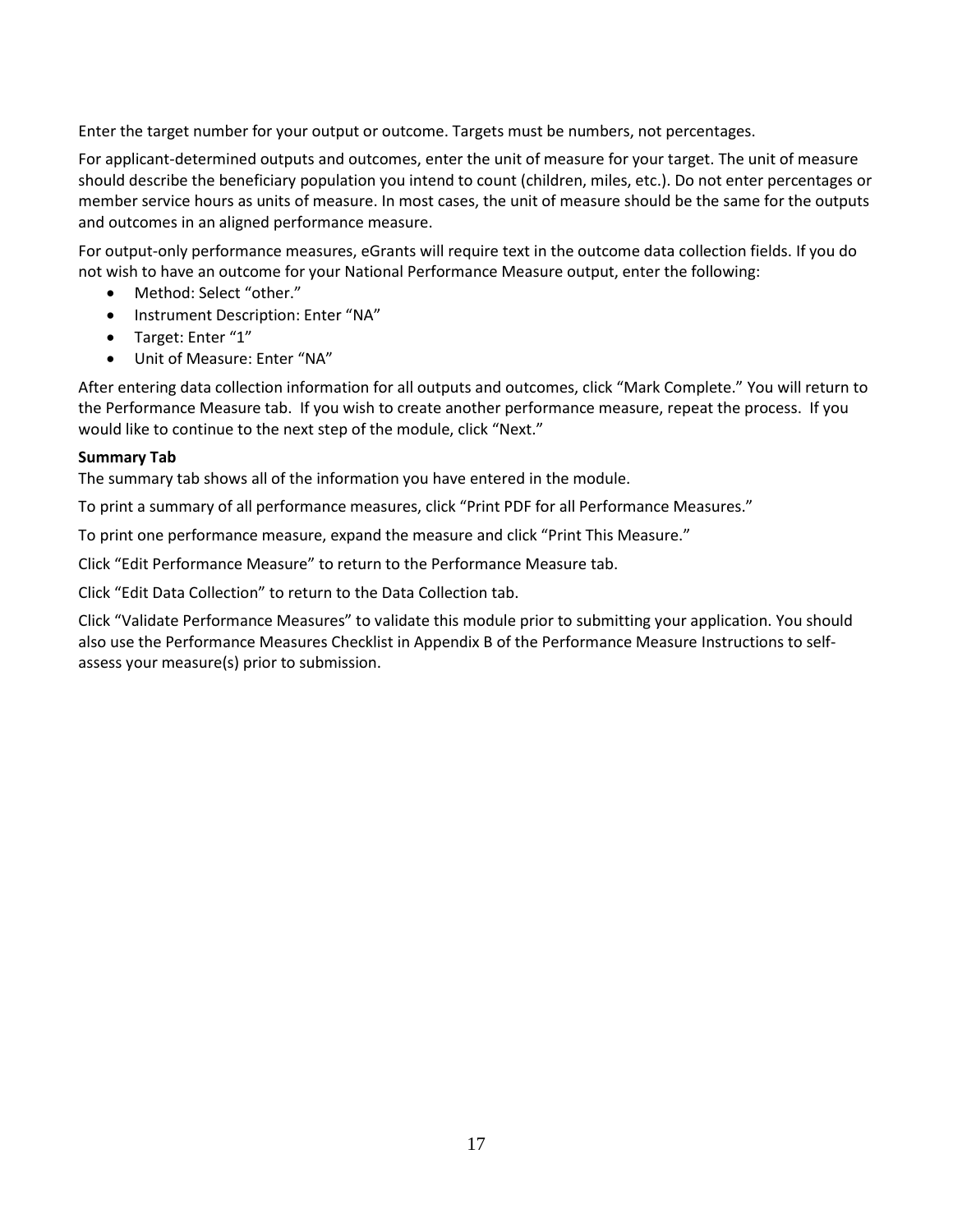Enter the target number for your output or outcome. Targets must be numbers, not percentages.

For applicant-determined outputs and outcomes, enter the unit of measure for your target. The unit of measure should describe the beneficiary population you intend to count (children, miles, etc.). Do not enter percentages or member service hours as units of measure. In most cases, the unit of measure should be the same for the outputs and outcomes in an aligned performance measure.

For output-only performance measures, eGrants will require text in the outcome data collection fields. If you do not wish to have an outcome for your National Performance Measure output, enter the following:

- Method: Select "other."
- Instrument Description: Enter "NA"
- Target: Enter "1"
- Unit of Measure: Enter "NA"

After entering data collection information for all outputs and outcomes, click "Mark Complete." You will return to the Performance Measure tab. If you wish to create another performance measure, repeat the process. If you would like to continue to the next step of the module, click "Next."

**Summary Tab**

The summary tab shows all of the information you have entered in the module.

To print a summary of all performance measures, click "Print PDF for all Performance Measures."

To print one performance measure, expand the measure and click "Print This Measure."

Click "Edit Performance Measure" to return to the Performance Measure tab.

Click "Edit Data Collection" to return to the Data Collection tab.

Click "Validate Performance Measures" to validate this module prior to submitting your application. You should also use the Performance Measures Checklist in Appendix B of the Performance Measure Instructions to self-assess your measure(s) prior to submission.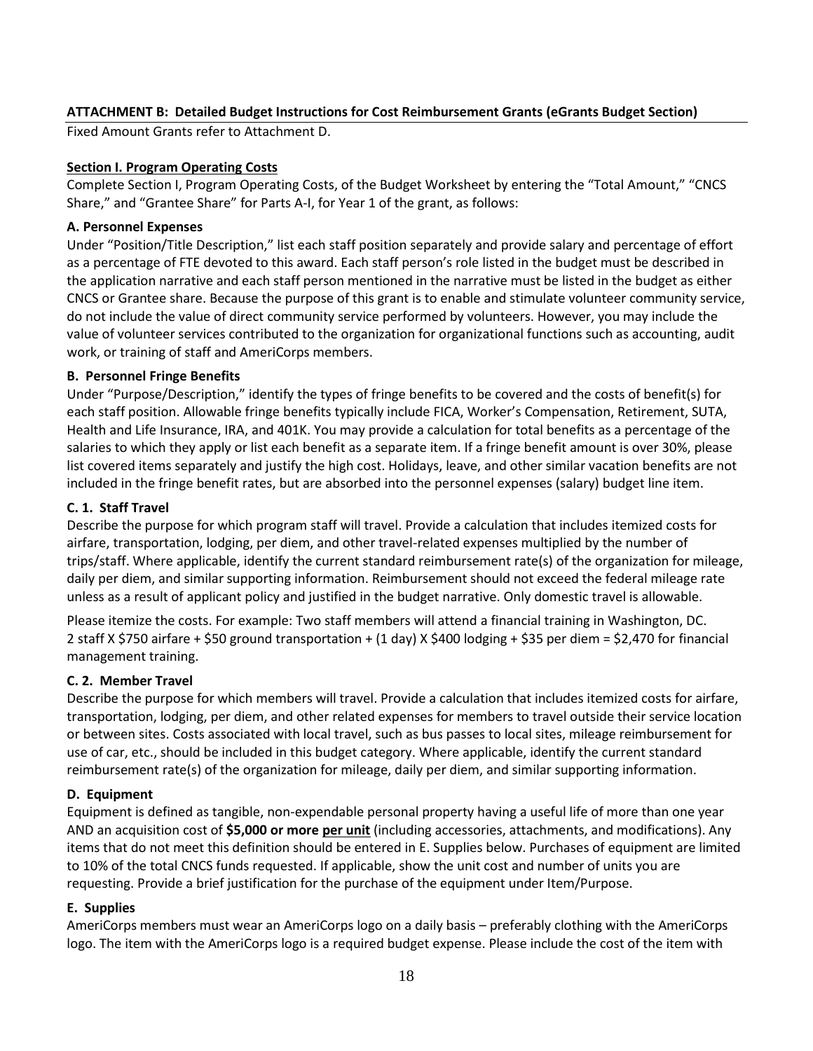**ATTACHMENT B: Detailed Budget Instructions for Cost Reimbursement Grants (eGrants Budget Section)**

Fixed Amount Grants refer to Attachment D.

**Section I. Program Operating Costs**

Complete Section I, Program Operating Costs, of the Budget Worksheet by entering the "Total Amount," "CNCS Share," and "Grantee Share" for Parts A-I, for Year 1 of the grant, as follows:

**A. Personnel Expenses**

Under "Position/Title Description," list each staff position separately and provide salary and percentage of effort as a percentage of FTE devoted to this award. Each staff person's role listed in the budget must be described in the application narrative and each staff person mentioned in the narrative must be listed in the budget as either CNCS or Grantee share. Because the purpose of this grant is to enable and stimulate volunteer community service, do not include the value of direct community service performed by volunteers. However, you may include the value of volunteer services contributed to the organization for organizational functions such as accounting, audit work, or training of staff and AmeriCorps members.

**B. Personnel Fringe Benefits**

Under "Purpose/Description," identify the types of fringe benefits to be covered and the costs of benefit(s) for each staff position. Allowable fringe benefits typically include FICA, Worker's Compensation, Retirement, SUTA, Health and Life Insurance, IRA, and 401K. You may provide a calculation for total benefits as a percentage of the salaries to which they apply or list each benefit as a separate item. If a fringe benefit amount is over 30%, please list covered items separately and justify the high cost. Holidays, leave, and other similar vacation benefits are not included in the fringe benefit rates, but are absorbed into the personnel expenses (salary) budget line item.

**C. 1. Staff Travel**

Describe the purpose for which program staff will travel. Provide a calculation that includes itemized costs for airfare, transportation, lodging, per diem, and other travel-related expenses multiplied by the number of trips/staff. Where applicable, identify the current standard reimbursement rate(s) of the organization for mileage, daily per diem, and similar supporting information. Reimbursement should not exceed the federal mileage rate unless as a result of applicant policy and justified in the budget narrative. Only domestic travel is allowable.

Please itemize the costs. For example: Two staff members will attend a financial training in Washington, DC. 2 staff X $750 airfare + $50 ground transportation + (1 day) X $400 lodging + $35 per diem = $2,470 for financial management training.

**C. 2. Member Travel**

Describe the purpose for which members will travel. Provide a calculation that includes itemized costs for airfare, transportation, lodging, per diem, and other related expenses for members to travel outside their service location or between sites. Costs associated with local travel, such as bus passes to local sites, mileage reimbursement for use of car, etc., should be included in this budget category. Where applicable, identify the current standard reimbursement rate(s) of the organization for mileage, daily per diem, and similar supporting information.

**D. Equipment**

Equipment is defined as tangible, non-expendable personal property having a useful life of more than one year AND an acquisition cost of **$5,000 or more <u>per unit</u>** (including accessories, attachments, and modifications). Any items that do not meet this definition should be entered in E. Supplies below. Purchases of equipment are limited to 10% of the total CNCS funds requested. If applicable, show the unit cost and number of units you are requesting. Provide a brief justification for the purchase of the equipment under Item/Purpose.

**E. Supplies**

AmeriCorps members must wear an AmeriCorps logo on a daily basis – preferably clothing with the AmeriCorps logo. The item with the AmeriCorps logo is a required budget expense. Please include the cost of the item with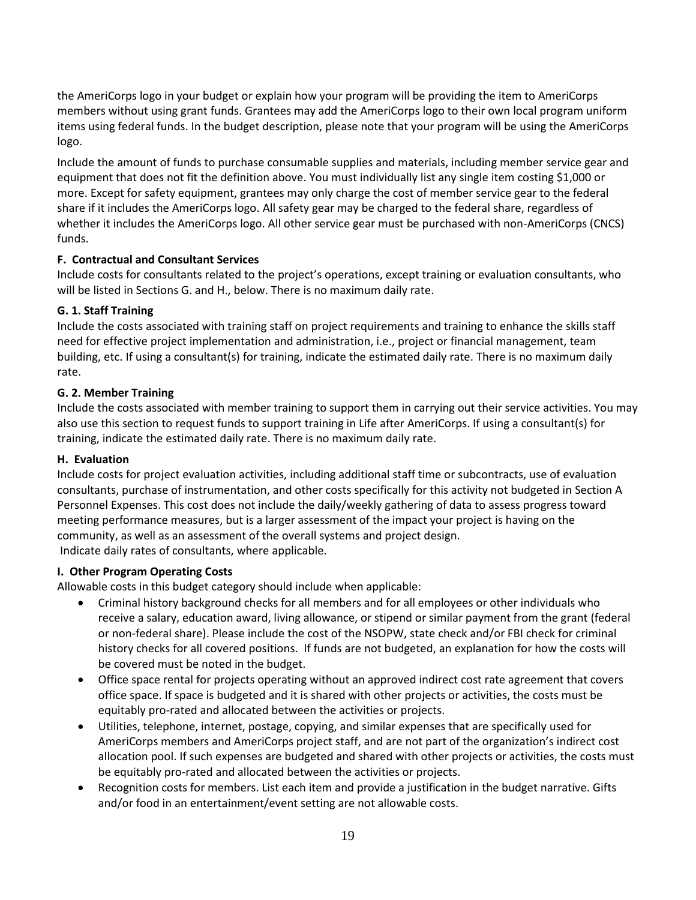the AmeriCorps logo in your budget or explain how your program will be providing the item to AmeriCorps members without using grant funds. Grantees may add the AmeriCorps logo to their own local program uniform items using federal funds. In the budget description, please note that your program will be using the AmeriCorps logo.

Include the amount of funds to purchase consumable supplies and materials, including member service gear and equipment that does not fit the definition above. You must individually list any single item costing $1,000 or more. Except for safety equipment, grantees may only charge the cost of member service gear to the federal share if it includes the AmeriCorps logo. All safety gear may be charged to the federal share, regardless of whether it includes the AmeriCorps logo. All other service gear must be purchased with non-AmeriCorps (CNCS) funds.

**F. Contractual and Consultant Services**

Include costs for consultants related to the project's operations, except training or evaluation consultants, who will be listed in Sections G. and H., below. There is no maximum daily rate.

**G. 1. Staff Training**

Include the costs associated with training staff on project requirements and training to enhance the skills staff need for effective project implementation and administration, i.e., project or financial management, team building, etc. If using a consultant(s) for training, indicate the estimated daily rate. There is no maximum daily rate.

**G. 2. Member Training**

Include the costs associated with member training to support them in carrying out their service activities. You may also use this section to request funds to support training in Life after AmeriCorps. If using a consultant(s) for training, indicate the estimated daily rate. There is no maximum daily rate.

**H. Evaluation**

Include costs for project evaluation activities, including additional staff time or subcontracts, use of evaluation consultants, purchase of instrumentation, and other costs specifically for this activity not budgeted in Section A Personnel Expenses. This cost does not include the daily/weekly gathering of data to assess progress toward meeting performance measures, but is a larger assessment of the impact your project is having on the community, as well as an assessment of the overall systems and project design.
Indicate daily rates of consultants, where applicable.

**I. Other Program Operating Costs**

Allowable costs in this budget category should include when applicable:

- Criminal history background checks for all members and for all employees or other individuals who receive a salary, education award, living allowance, or stipend or similar payment from the grant (federal or non-federal share). Please include the cost of the NSOPW, state check and/or FBI check for criminal history checks for all covered positions. If funds are not budgeted, an explanation for how the costs will be covered must be noted in the budget.
- Office space rental for projects operating without an approved indirect cost rate agreement that covers office space. If space is budgeted and it is shared with other projects or activities, the costs must be equitably pro-rated and allocated between the activities or projects.
- Utilities, telephone, internet, postage, copying, and similar expenses that are specifically used for AmeriCorps members and AmeriCorps project staff, and are not part of the organization's indirect cost allocation pool. If such expenses are budgeted and shared with other projects or activities, the costs must be equitably pro-rated and allocated between the activities or projects.
- Recognition costs for members. List each item and provide a justification in the budget narrative. Gifts and/or food in an entertainment/event setting are not allowable costs.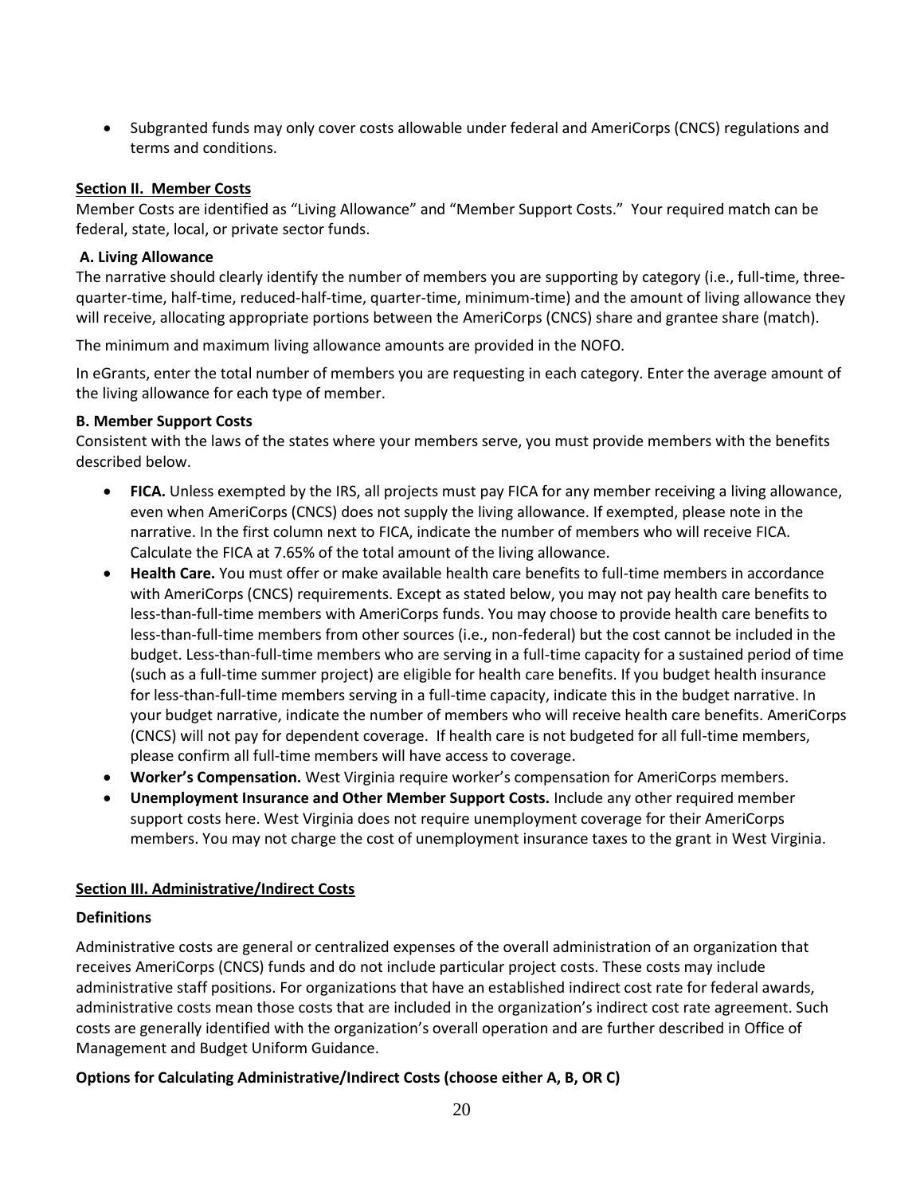- Subgranted funds may only cover costs allowable under federal and AmeriCorps (CNCS) regulations and terms and conditions.

## Section II. Member Costs

Member Costs are identified as "Living Allowance" and "Member Support Costs." Your required match can be federal, state, local, or private sector funds.

### A. Living Allowance

The narrative should clearly identify the number of members you are supporting by category (i.e., full-time, three-quarter-time, half-time, reduced-half-time, quarter-time, minimum-time) and the amount of living allowance they will receive, allocating appropriate portions between the AmeriCorps (CNCS) share and grantee share (match).

The minimum and maximum living allowance amounts are provided in the NOFO.

In eGrants, enter the total number of members you are requesting in each category. Enter the average amount of the living allowance for each type of member.

### B. Member Support Costs

Consistent with the laws of the states where your members serve, you must provide members with the benefits described below.

- **FICA.** Unless exempted by the IRS, all projects must pay FICA for any member receiving a living allowance, even when AmeriCorps (CNCS) does not supply the living allowance. If exempted, please note in the narrative. In the first column next to FICA, indicate the number of members who will receive FICA. Calculate the FICA at 7.65% of the total amount of the living allowance.
- **Health Care.** You must offer or make available health care benefits to full-time members in accordance with AmeriCorps (CNCS) requirements. Except as stated below, you may not pay health care benefits to less-than-full-time members with AmeriCorps funds. You may choose to provide health care benefits to less-than-full-time members from other sources (i.e., non-federal) but the cost cannot be included in the budget. Less-than-full-time members who are serving in a full-time capacity for a sustained period of time (such as a full-time summer project) are eligible for health care benefits. If you budget health insurance for less-than-full-time members serving in a full-time capacity, indicate this in the budget narrative. In your budget narrative, indicate the number of members who will receive health care benefits. AmeriCorps (CNCS) will not pay for dependent coverage. If health care is not budgeted for all full-time members, please confirm all full-time members will have access to coverage.
- **Worker's Compensation.** West Virginia require worker's compensation for AmeriCorps members.
- **Unemployment Insurance and Other Member Support Costs.** Include any other required member support costs here. West Virginia does not require unemployment coverage for their AmeriCorps members. You may not charge the cost of unemployment insurance taxes to the grant in West Virginia.

## Section III. Administrative/Indirect Costs

### Definitions

Administrative costs are general or centralized expenses of the overall administration of an organization that receives AmeriCorps (CNCS) funds and do not include particular project costs. These costs may include administrative staff positions. For organizations that have an established indirect cost rate for federal awards, administrative costs mean those costs that are included in the organization's indirect cost rate agreement. Such costs are generally identified with the organization's overall operation and are further described in Office of Management and Budget Uniform Guidance.

### Options for Calculating Administrative/Indirect Costs (choose either A, B, OR C)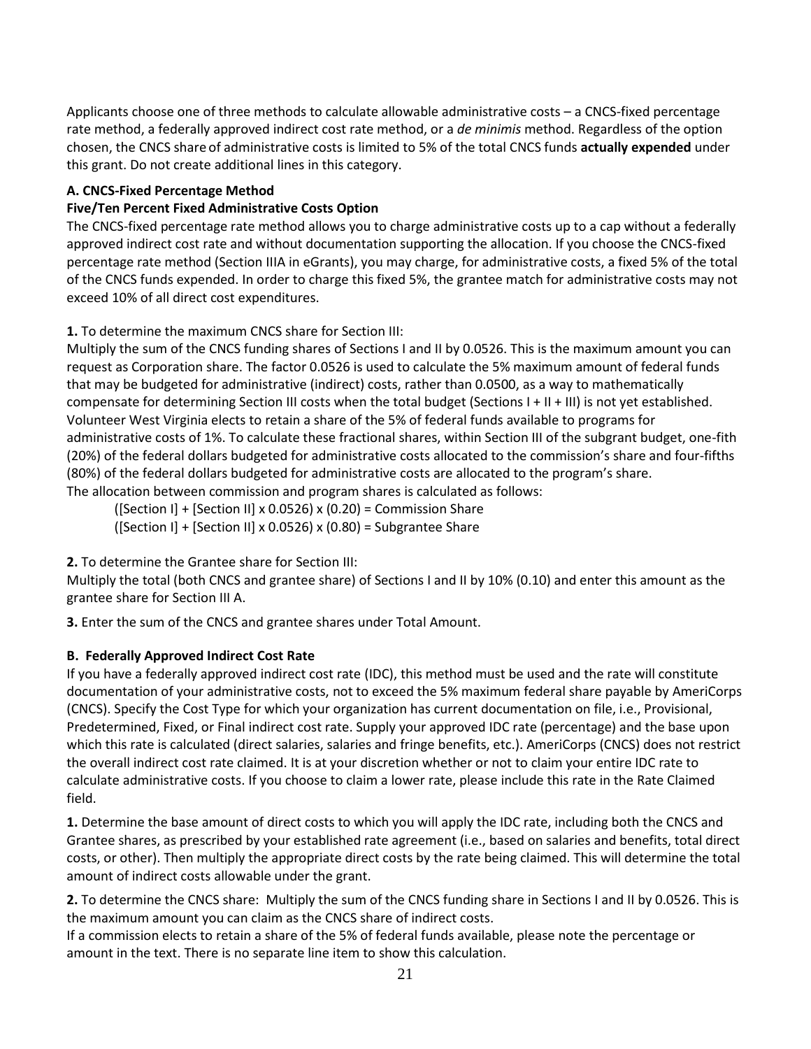Applicants choose one of three methods to calculate allowable administrative costs – a CNCS-fixed percentage rate method, a federally approved indirect cost rate method, or a *de minimis* method. Regardless of the option chosen, the CNCS share of administrative costs is limited to 5% of the total CNCS funds **actually expended** under this grant. Do not create additional lines in this category.

**A. CNCS-Fixed Percentage Method**

**Five/Ten Percent Fixed Administrative Costs Option**

The CNCS-fixed percentage rate method allows you to charge administrative costs up to a cap without a federally approved indirect cost rate and without documentation supporting the allocation. If you choose the CNCS-fixed percentage rate method (Section IIIA in eGrants), you may charge, for administrative costs, a fixed 5% of the total of the CNCS funds expended. In order to charge this fixed 5%, the grantee match for administrative costs may not exceed 10% of all direct cost expenditures.

**1.** To determine the maximum CNCS share for Section III:
Multiply the sum of the CNCS funding shares of Sections I and II by 0.0526. This is the maximum amount you can request as Corporation share. The factor 0.0526 is used to calculate the 5% maximum amount of federal funds that may be budgeted for administrative (indirect) costs, rather than 0.0500, as a way to mathematically compensate for determining Section III costs when the total budget (Sections I + II + III) is not yet established. Volunteer West Virginia elects to retain a share of the 5% of federal funds available to programs for administrative costs of 1%. To calculate these fractional shares, within Section III of the subgrant budget, one-fith (20%) of the federal dollars budgeted for administrative costs allocated to the commission's share and four-fifths (80%) of the federal dollars budgeted for administrative costs are allocated to the program's share.
The allocation between commission and program shares is calculated as follows:

([Section I] + [Section II] x 0.0526) x (0.20) = Commission Share

([Section I] + [Section II] x 0.0526) x (0.80) = Subgrantee Share

**2.** To determine the Grantee share for Section III:
Multiply the total (both CNCS and grantee share) of Sections I and II by 10% (0.10) and enter this amount as the grantee share for Section III A.

**3.** Enter the sum of the CNCS and grantee shares under Total Amount.

**B. Federally Approved Indirect Cost Rate**

If you have a federally approved indirect cost rate (IDC), this method must be used and the rate will constitute documentation of your administrative costs, not to exceed the 5% maximum federal share payable by AmeriCorps (CNCS). Specify the Cost Type for which your organization has current documentation on file, i.e., Provisional, Predetermined, Fixed, or Final indirect cost rate. Supply your approved IDC rate (percentage) and the base upon which this rate is calculated (direct salaries, salaries and fringe benefits, etc.). AmeriCorps (CNCS) does not restrict the overall indirect cost rate claimed. It is at your discretion whether or not to claim your entire IDC rate to calculate administrative costs. If you choose to claim a lower rate, please include this rate in the Rate Claimed field.

**1.** Determine the base amount of direct costs to which you will apply the IDC rate, including both the CNCS and Grantee shares, as prescribed by your established rate agreement (i.e., based on salaries and benefits, total direct costs, or other). Then multiply the appropriate direct costs by the rate being claimed. This will determine the total amount of indirect costs allowable under the grant.

**2.** To determine the CNCS share: Multiply the sum of the CNCS funding share in Sections I and II by 0.0526. This is the maximum amount you can claim as the CNCS share of indirect costs.
If a commission elects to retain a share of the 5% of federal funds available, please note the percentage or amount in the text. There is no separate line item to show this calculation.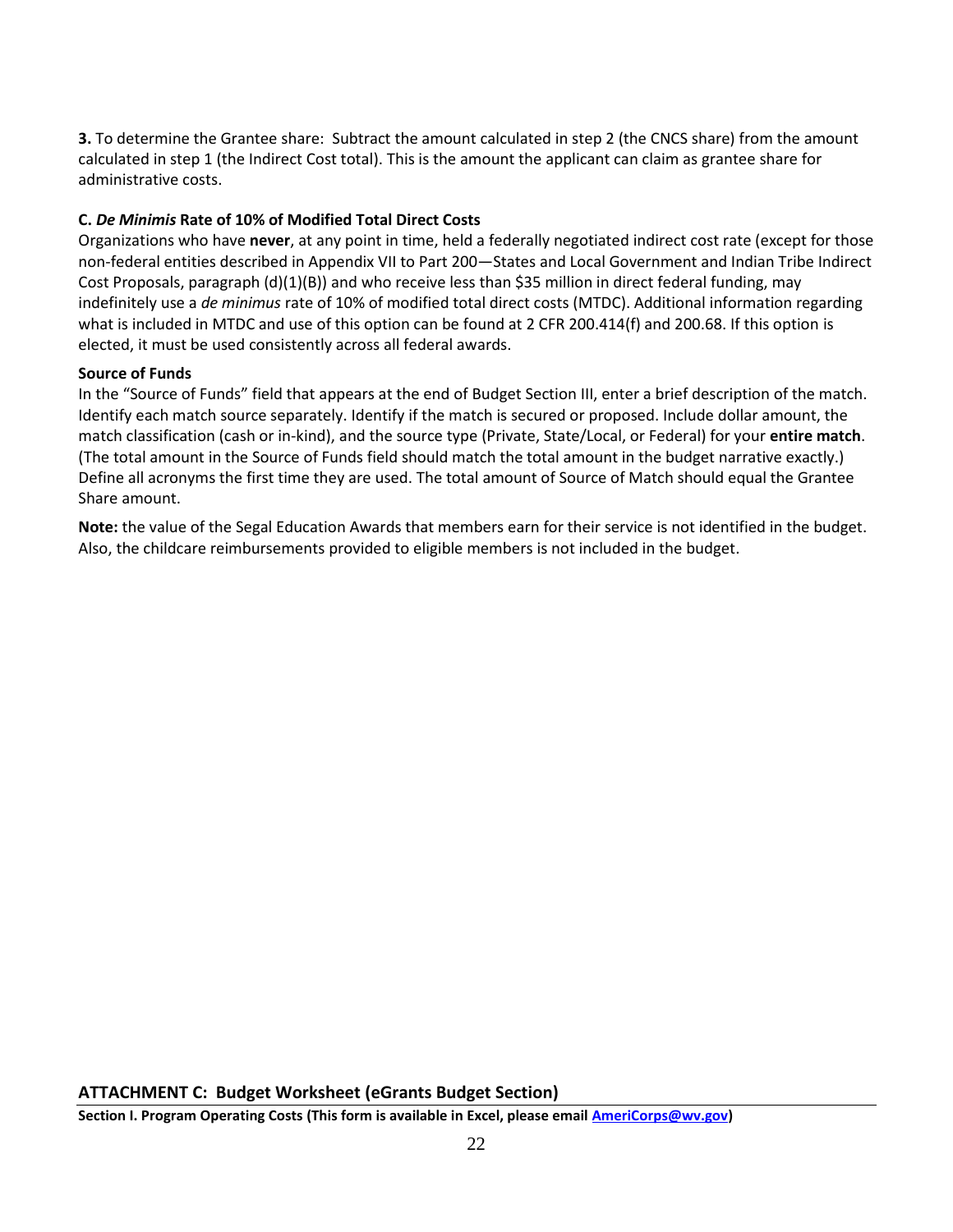**3.** To determine the Grantee share: Subtract the amount calculated in step 2 (the CNCS share) from the amount calculated in step 1 (the Indirect Cost total). This is the amount the applicant can claim as grantee share for administrative costs.

**C. *De Minimis* Rate of 10% of Modified Total Direct Costs**

Organizations who have **never**, at any point in time, held a federally negotiated indirect cost rate (except for those non-federal entities described in Appendix VII to Part 200—States and Local Government and Indian Tribe Indirect Cost Proposals, paragraph (d)(1)(B)) and who receive less than $35 million in direct federal funding, may indefinitely use a *de minimus* rate of 10% of modified total direct costs (MTDC). Additional information regarding what is included in MTDC and use of this option can be found at 2 CFR 200.414(f) and 200.68. If this option is elected, it must be used consistently across all federal awards.

**Source of Funds**

In the "Source of Funds" field that appears at the end of Budget Section III, enter a brief description of the match. Identify each match source separately. Identify if the match is secured or proposed. Include dollar amount, the match classification (cash or in-kind), and the source type (Private, State/Local, or Federal) for your **entire match**. (The total amount in the Source of Funds field should match the total amount in the budget narrative exactly.) Define all acronyms the first time they are used. The total amount of Source of Match should equal the Grantee Share amount.

**Note:** the value of the Segal Education Awards that members earn for their service is not identified in the budget. Also, the childcare reimbursements provided to eligible members is not included in the budget.

## ATTACHMENT C: Budget Worksheet (eGrants Budget Section)

**Section I. Program Operating Costs (This form is available in Excel, please email [AmeriCorps@wv.gov](mailto:AmeriCorps@wv.gov))**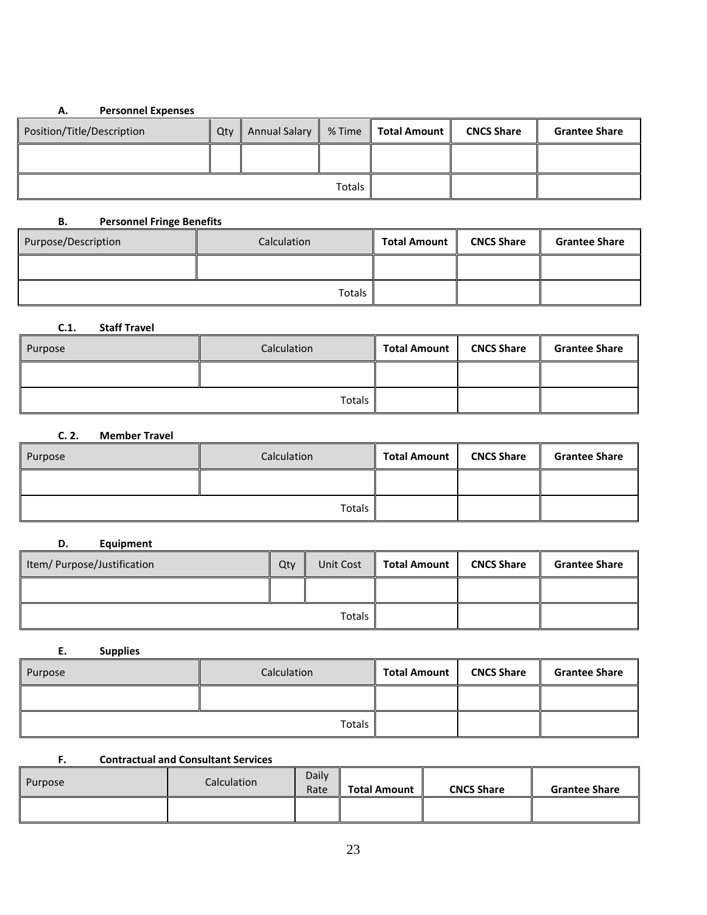#### A. Personnel Expenses

| Position/Title/Description | Qty | Annual Salary | % Time | **Total Amount** | **CNCS Share** | **Grantee Share** |
|---|---|---|---|---|---|---|
| | | | | | | |
| | | | Totals | | | |

#### B. Personnel Fringe Benefits

| Purpose/Description | Calculation | **Total Amount** | **CNCS Share** | **Grantee Share** |
|---|---|---|---|---|
| | | | | |
| | Totals | | | |

#### C.1. Staff Travel

| Purpose | Calculation | **Total Amount** | **CNCS Share** | **Grantee Share** |
|---|---|---|---|---|
| | | | | |
| | Totals | | | |

#### C. 2. Member Travel

| Purpose | Calculation | **Total Amount** | **CNCS Share** | **Grantee Share** |
|---|---|---|---|---|
| | | | | |
| | Totals | | | |

#### D. Equipment

| Item/ Purpose/Justification | Qty | Unit Cost | **Total Amount** | **CNCS Share** | **Grantee Share** |
|---|---|---|---|---|---|
| | | | | | |
| | | Totals | | | |

#### E. Supplies

| Purpose | Calculation | **Total Amount** | **CNCS Share** | **Grantee Share** |
|---|---|---|---|---|
| | | | | |
| | Totals | | | |

#### F. Contractual and Consultant Services

| Purpose | Calculation | Daily Rate | **Total Amount** | **CNCS Share** | **Grantee Share** |
|---|---|---|---|---|---|
| | | | | | |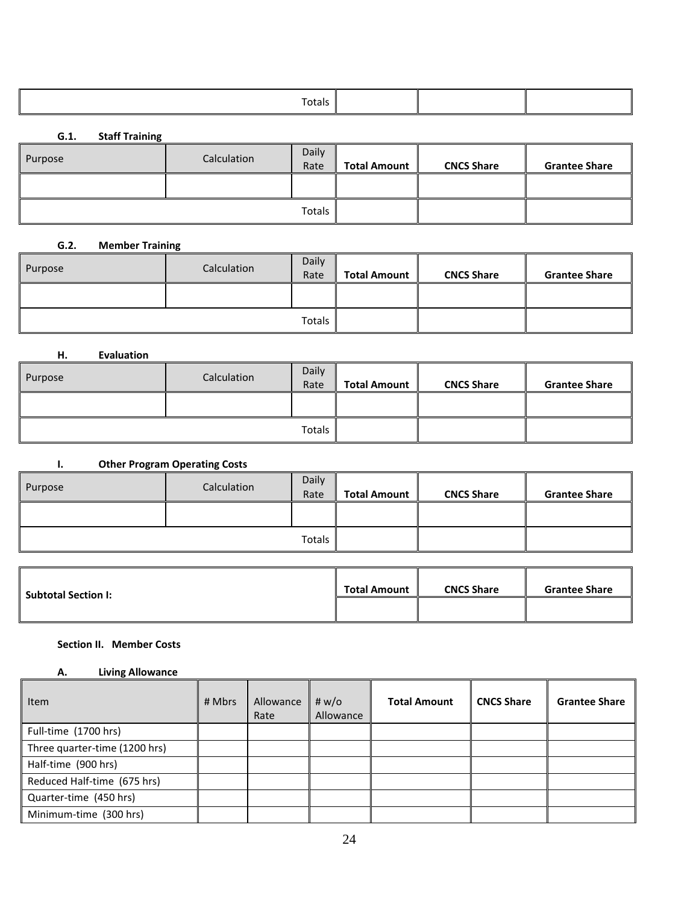| Totals | | | |
|---|---|---|---|

**G.1. Staff Training**

| Purpose | Calculation | Daily Rate | Total Amount | CNCS Share | Grantee Share |
|---|---|---|---|---|---|
| | | | | | |
| | | Totals | | | |

**G.2. Member Training**

| Purpose | Calculation | Daily Rate | Total Amount | CNCS Share | Grantee Share |
|---|---|---|---|---|---|
| | | | | | |
| | | Totals | | | |

**H. Evaluation**

| Purpose | Calculation | Daily Rate | Total Amount | CNCS Share | Grantee Share |
|---|---|---|---|---|---|
| | | | | | |
| | | Totals | | | |

**I. Other Program Operating Costs**

| Purpose | Calculation | Daily Rate | Total Amount | CNCS Share | Grantee Share |
|---|---|---|---|---|---|
| | | | | | |
| | | Totals | | | |

| Subtotal Section I: | Total Amount | CNCS Share | Grantee Share |
|---|---|---|---|
| | | | |

**Section II. Member Costs**

**A. Living Allowance**

| Item | # Mbrs | Allowance Rate | # w/o Allowance | Total Amount | CNCS Share | Grantee Share |
|---|---|---|---|---|---|---|
| Full-time (1700 hrs) | | | | | | |
| Three quarter-time (1200 hrs) | | | | | | |
| Half-time (900 hrs) | | | | | | |
| Reduced Half-time (675 hrs) | | | | | | |
| Quarter-time (450 hrs) | | | | | | |
| Minimum-time (300 hrs) | | | | | | |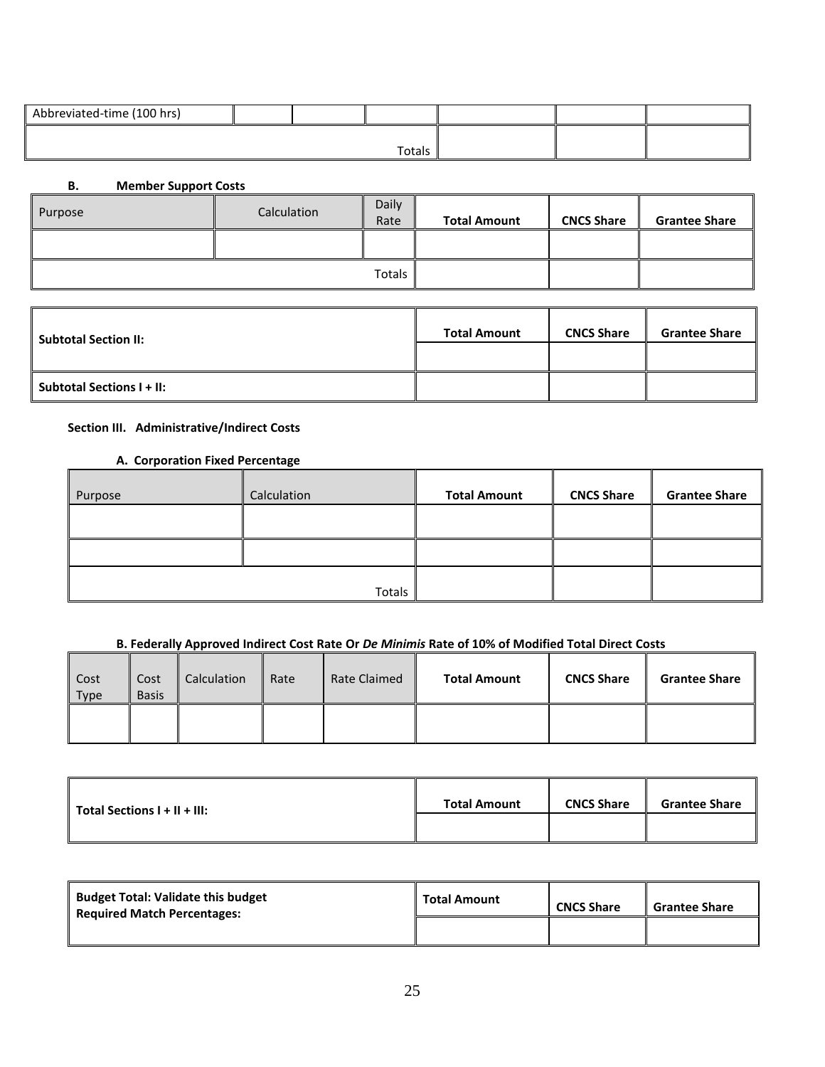| Abbreviated-time (100 hrs) | | | | | | |
|---|---|---|---|---|---|---|
| | | | Totals | | | |

**B. Member Support Costs**

| Purpose | Calculation | Daily Rate | **Total Amount** | **CNCS Share** | **Grantee Share** |
|---|---|---|---|---|---|
| | | | | | |
| | | Totals | | | |

| **Subtotal Section II:** | **Total Amount** | **CNCS Share** | **Grantee Share** |
|---|---|---|---|
| | | | |
| **Subtotal Sections I + II:** | | | |

**Section III. Administrative/Indirect Costs**

**A. Corporation Fixed Percentage**

| Purpose | Calculation | **Total Amount** | **CNCS Share** | **Grantee Share** |
|---|---|---|---|---|
| | | | | |
| | | | | |
| | Totals | | | |

**B. Federally Approved Indirect Cost Rate Or *De Minimis* Rate of 10% of Modified Total Direct Costs**

| Cost Type | Cost Basis | Calculation | Rate | Rate Claimed | **Total Amount** | **CNCS Share** | **Grantee Share** |
|---|---|---|---|---|---|---|---|
| | | | | | | | |

| **Total Sections I + II + III:** | **Total Amount** | **CNCS Share** | **Grantee Share** |
|---|---|---|---|
| | | | |

| **Budget Total: Validate this budget**<br>**Required Match Percentages:** | **Total Amount** | **CNCS Share** | **Grantee Share** |
|---|---|---|---|
| | | | |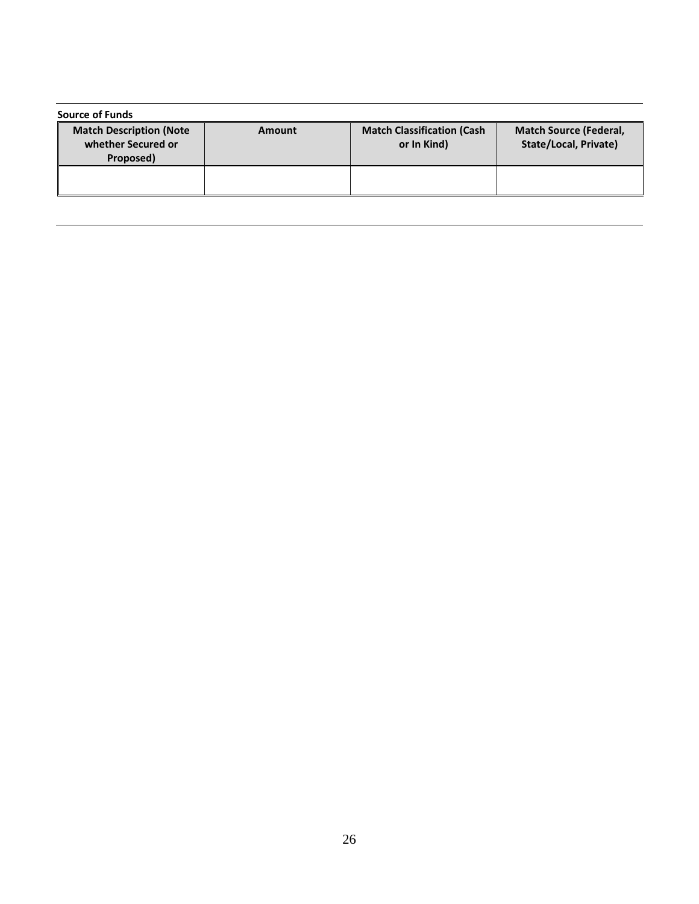**Source of Funds**

| Match Description (Note whether Secured or Proposed) | Amount | Match Classification (Cash or In Kind) | Match Source (Federal, State/Local, Private) |
| --- | --- | --- | --- |
| | | | |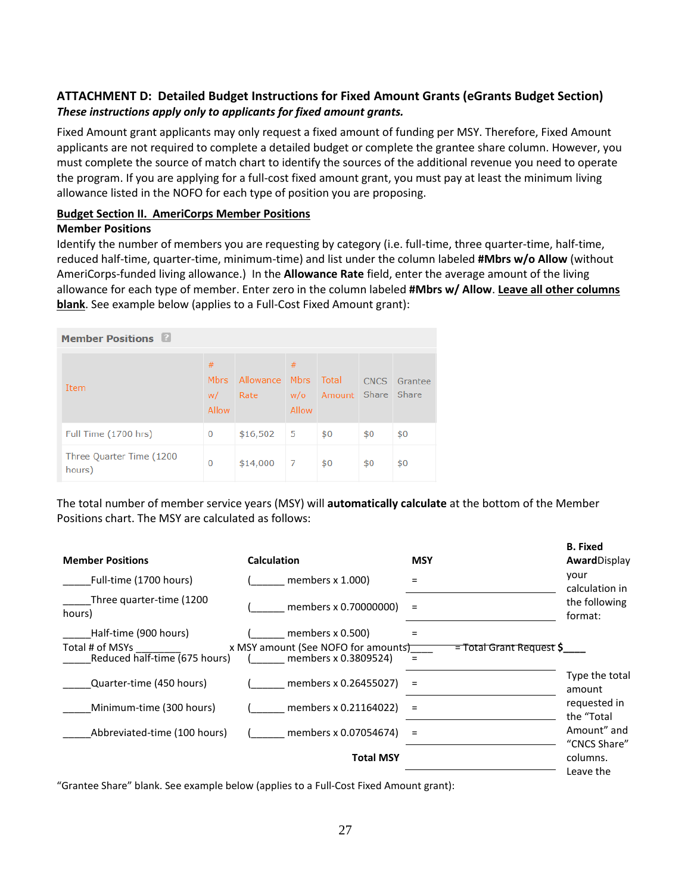## ATTACHMENT D: Detailed Budget Instructions for Fixed Amount Grants (eGrants Budget Section)

***These instructions apply only to applicants for fixed amount grants.***

Fixed Amount grant applicants may only request a fixed amount of funding per MSY. Therefore, Fixed Amount applicants are not required to complete a detailed budget or complete the grantee share column. However, you must complete the source of match chart to identify the sources of the additional revenue you need to operate the program. If you are applying for a full-cost fixed amount grant, you must pay at least the minimum living allowance listed in the NOFO for each type of position you are proposing.

### Budget Section II. AmeriCorps Member Positions

**Member Positions**

Identify the number of members you are requesting by category (i.e. full-time, three quarter-time, half-time, reduced half-time, quarter-time, minimum-time) and list under the column labeled **#Mbrs w/o Allow** (without AmeriCorps-funded living allowance.) In the **Allowance Rate** field, enter the average amount of the living allowance for each type of member. Enter zero in the column labeled **#Mbrs w/ Allow**. Leave all other columns blank. See example below (applies to a Full-Cost Fixed Amount grant):

**Member Positions**

| Item | # Mbrs w/ Allow | Allowance Rate | # Mbrs w/o Allow | Total Amount | CNCS Share | Grantee Share |
|---|---|---|---|---|---|---|
| Full Time (1700 hrs) | 0 | $16,502 | 5 | $0 | $0 | $0 |
| Three Quarter Time (1200 hours) | 0 | $14,000 | 7 | $0 | $0 | $0 |

The total number of member service years (MSY) will **automatically calculate** at the bottom of the Member Positions chart. The MSY are calculated as follows:

| Member Positions | Calculation | MSY |
|---|---|---|
| _____Full-time (1700 hours) | (______ members x 1.000) | = |
| _____Three quarter-time (1200 hours) | (______ members x 0.70000000) | = |
| _____Half-time (900 hours) | (______ members x 0.500) | = |
| _____Reduced half-time (675 hours) | (______ members x 0.3809524) | = |
| _____Quarter-time (450 hours) | (______ members x 0.26455027) | = |
| _____Minimum-time (300 hours) | (______ members x 0.21164022) | = |
| _____Abbreviated-time (100 hours) | (______ members x 0.07054674) | = |
| | **Total MSY** | |

**B. Fixed Award**Display your calculation in the following format:

Total # of MSYs ________ x MSY amount (See NOFO for amounts)____ = Total Grant Request $____

Type the total amount requested in the “Total Amount” and “CNCS Share” columns. Leave the “Grantee Share” blank. See example below (applies to a Full-Cost Fixed Amount grant):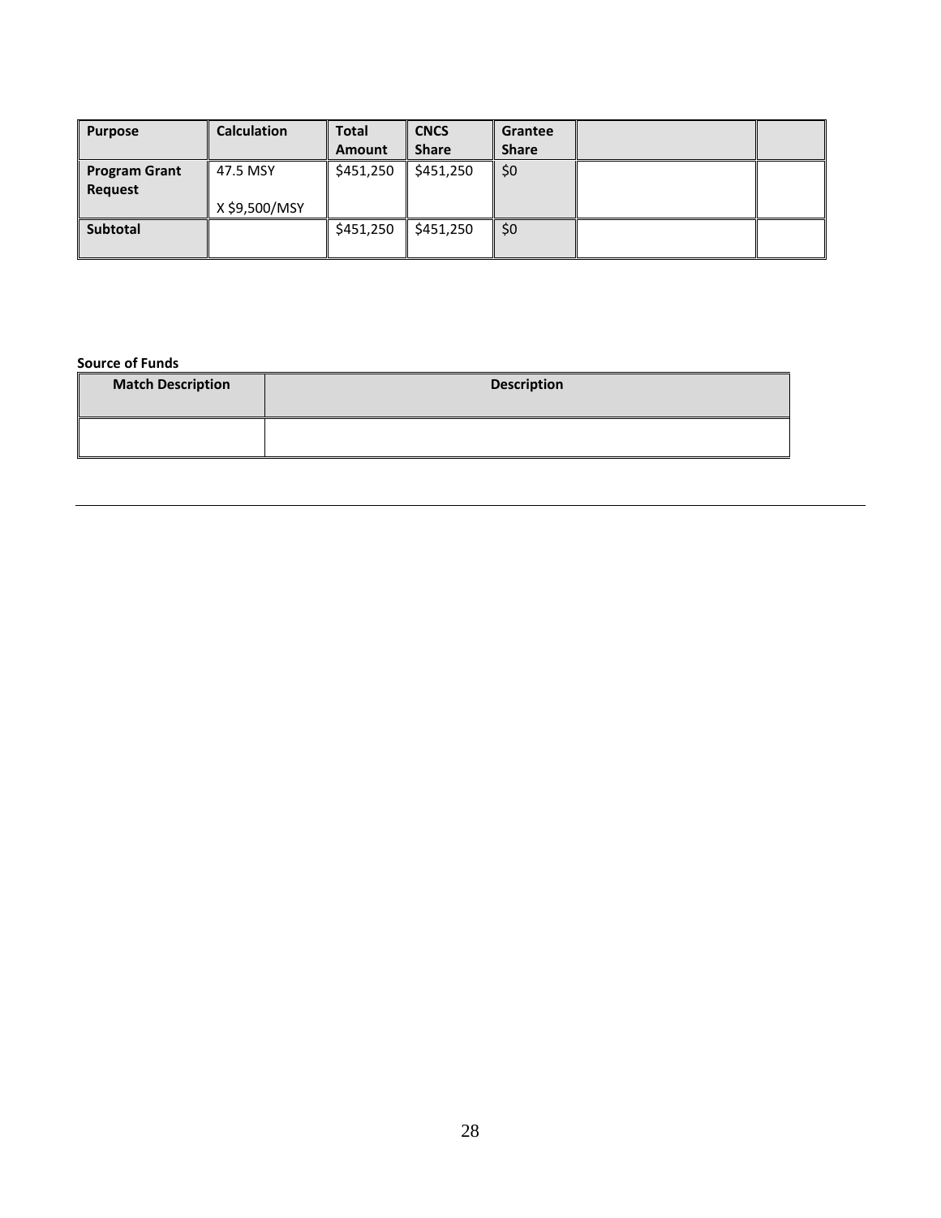| Purpose | Calculation | Total Amount | CNCS Share | Grantee Share | | |
|---|---|---|---|---|---|---|
| **Program Grant Request** | 47.5 MSY<br><br>X $9,500/MSY | $451,250 | $451,250 | $0 | | |
| **Subtotal** | | $451,250 | $451,250 | $0 | | |

**Source of Funds**

| Match Description | Description |
|---|---|
| | |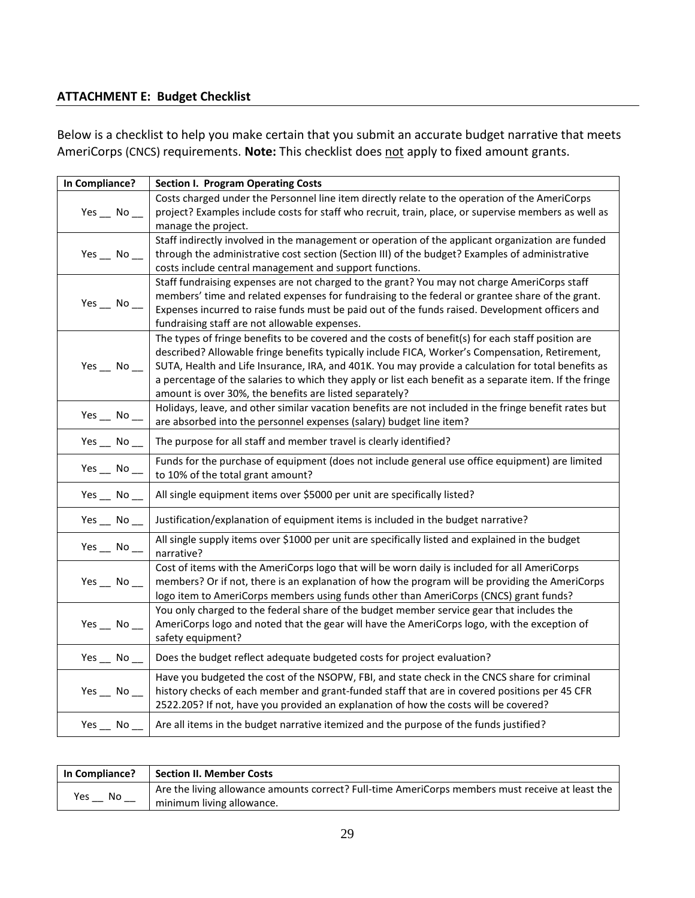## ATTACHMENT E: Budget Checklist

Below is a checklist to help you make certain that you submit an accurate budget narrative that meets AmeriCorps (CNCS) requirements. **Note:** This checklist does not apply to fixed amount grants.

| In Compliance? | Section I. Program Operating Costs |
|---|---|
| Yes __ No __ | Costs charged under the Personnel line item directly relate to the operation of the AmeriCorps project? Examples include costs for staff who recruit, train, place, or supervise members as well as manage the project. |
| Yes __ No __ | Staff indirectly involved in the management or operation of the applicant organization are funded through the administrative cost section (Section III) of the budget? Examples of administrative costs include central management and support functions. |
| Yes __ No __ | Staff fundraising expenses are not charged to the grant? You may not charge AmeriCorps staff members' time and related expenses for fundraising to the federal or grantee share of the grant. Expenses incurred to raise funds must be paid out of the funds raised. Development officers and fundraising staff are not allowable expenses. |
| Yes __ No __ | The types of fringe benefits to be covered and the costs of benefit(s) for each staff position are described? Allowable fringe benefits typically include FICA, Worker's Compensation, Retirement, SUTA, Health and Life Insurance, IRA, and 401K. You may provide a calculation for total benefits as a percentage of the salaries to which they apply or list each benefit as a separate item. If the fringe amount is over 30%, the benefits are listed separately? |
| Yes __ No __ | Holidays, leave, and other similar vacation benefits are not included in the fringe benefit rates but are absorbed into the personnel expenses (salary) budget line item? |
| Yes __ No __ | The purpose for all staff and member travel is clearly identified? |
| Yes __ No __ | Funds for the purchase of equipment (does not include general use office equipment) are limited to 10% of the total grant amount? |
| Yes __ No __ | All single equipment items over $5000 per unit are specifically listed? |
| Yes __ No __ | Justification/explanation of equipment items is included in the budget narrative? |
| Yes __ No __ | All single supply items over $1000 per unit are specifically listed and explained in the budget narrative? |
| Yes __ No __ | Cost of items with the AmeriCorps logo that will be worn daily is included for all AmeriCorps members? Or if not, there is an explanation of how the program will be providing the AmeriCorps logo item to AmeriCorps members using funds other than AmeriCorps (CNCS) grant funds? |
| Yes __ No __ | You only charged to the federal share of the budget member service gear that includes the AmeriCorps logo and noted that the gear will have the AmeriCorps logo, with the exception of safety equipment? |
| Yes __ No __ | Does the budget reflect adequate budgeted costs for project evaluation? |
| Yes __ No __ | Have you budgeted the cost of the NSOPW, FBI, and state check in the CNCS share for criminal history checks of each member and grant-funded staff that are in covered positions per 45 CFR 2522.205? If not, have you provided an explanation of how the costs will be covered? |
| Yes __ No __ | Are all items in the budget narrative itemized and the purpose of the funds justified? |

| In Compliance? | Section II. Member Costs |
|---|---|
| Yes __ No __ | Are the living allowance amounts correct? Full-time AmeriCorps members must receive at least the minimum living allowance. |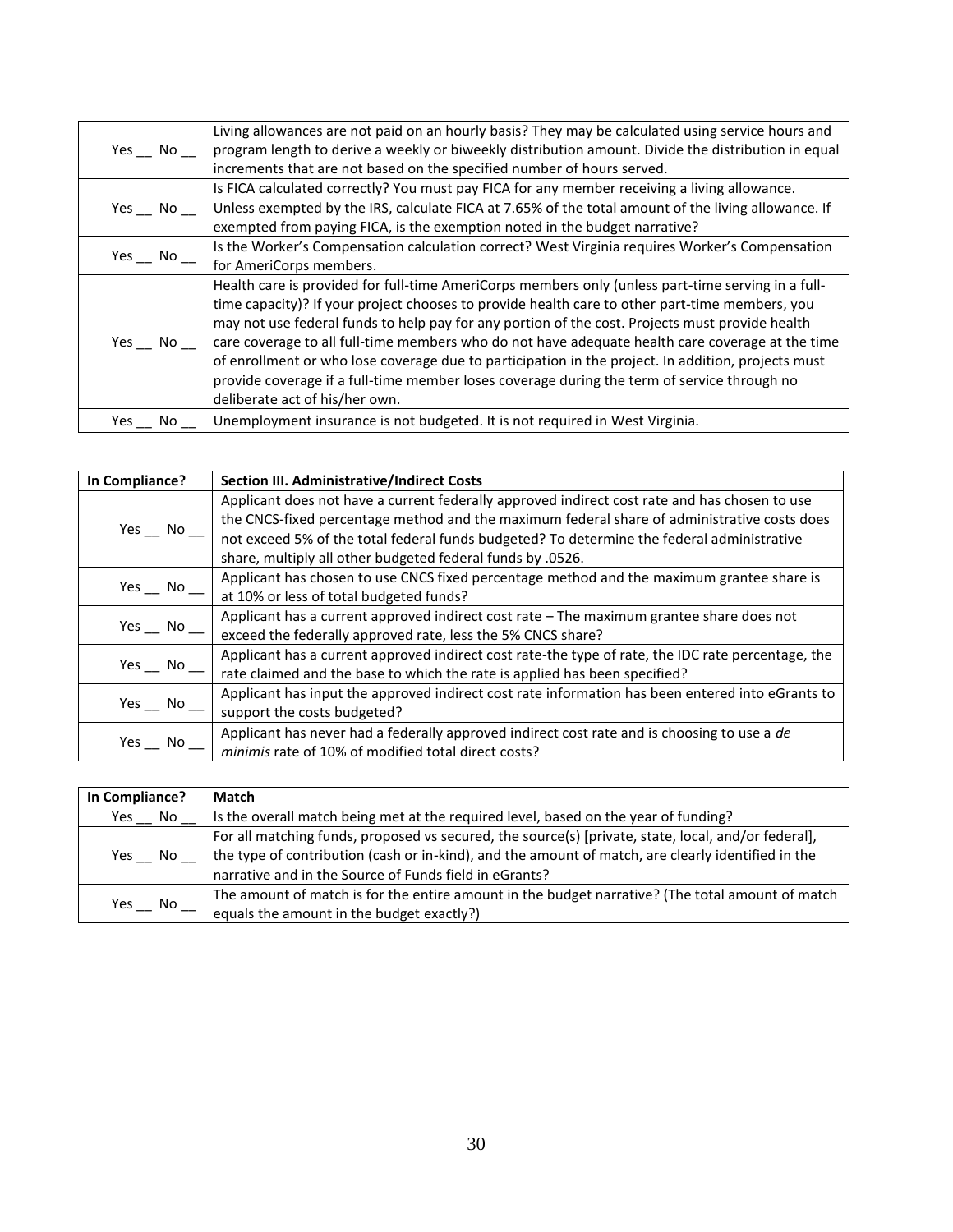| | |
|---|---|
| Yes __ No __ | Living allowances are not paid on an hourly basis? They may be calculated using service hours and program length to derive a weekly or biweekly distribution amount. Divide the distribution in equal increments that are not based on the specified number of hours served. |
| Yes __ No __ | Is FICA calculated correctly? You must pay FICA for any member receiving a living allowance. Unless exempted by the IRS, calculate FICA at 7.65% of the total amount of the living allowance. If exempted from paying FICA, is the exemption noted in the budget narrative? |
| Yes __ No __ | Is the Worker's Compensation calculation correct? West Virginia requires Worker's Compensation for AmeriCorps members. |
| Yes __ No __ | Health care is provided for full-time AmeriCorps members only (unless part-time serving in a full-time capacity)? If your project chooses to provide health care to other part-time members, you may not use federal funds to help pay for any portion of the cost. Projects must provide health care coverage to all full-time members who do not have adequate health care coverage at the time of enrollment or who lose coverage due to participation in the project. In addition, projects must provide coverage if a full-time member loses coverage during the term of service through no deliberate act of his/her own. |
| Yes __ No __ | Unemployment insurance is not budgeted. It is not required in West Virginia. |

| **In Compliance?** | **Section III. Administrative/Indirect Costs** |
|---|---|
| Yes __ No __ | Applicant does not have a current federally approved indirect cost rate and has chosen to use the CNCS-fixed percentage method and the maximum federal share of administrative costs does not exceed 5% of the total federal funds budgeted? To determine the federal administrative share, multiply all other budgeted federal funds by .0526. |
| Yes __ No __ | Applicant has chosen to use CNCS fixed percentage method and the maximum grantee share is at 10% or less of total budgeted funds? |
| Yes __ No __ | Applicant has a current approved indirect cost rate – The maximum grantee share does not exceed the federally approved rate, less the 5% CNCS share? |
| Yes __ No __ | Applicant has a current approved indirect cost rate-the type of rate, the IDC rate percentage, the rate claimed and the base to which the rate is applied has been specified? |
| Yes __ No __ | Applicant has input the approved indirect cost rate information has been entered into eGrants to support the costs budgeted? |
| Yes __ No __ | Applicant has never had a federally approved indirect cost rate and is choosing to use a *de minimis* rate of 10% of modified total direct costs? |

| **In Compliance?** | **Match** |
|---|---|
| Yes __ No __ | Is the overall match being met at the required level, based on the year of funding? |
| Yes __ No __ | For all matching funds, proposed vs secured, the source(s) [private, state, local, and/or federal], the type of contribution (cash or in-kind), and the amount of match, are clearly identified in the narrative and in the Source of Funds field in eGrants? |
| Yes __ No __ | The amount of match is for the entire amount in the budget narrative? (The total amount of match equals the amount in the budget exactly?) |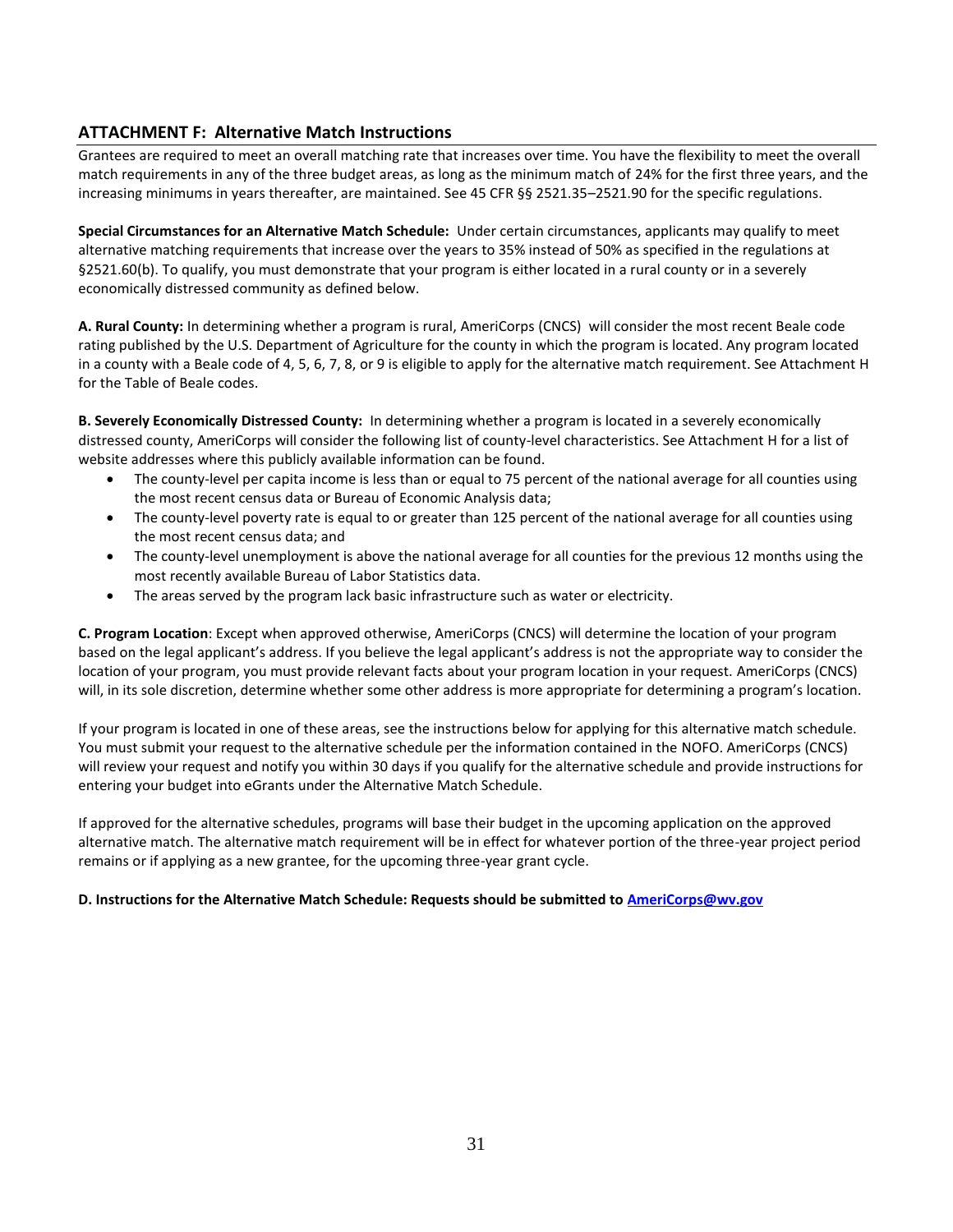## ATTACHMENT F: Alternative Match Instructions

Grantees are required to meet an overall matching rate that increases over time. You have the flexibility to meet the overall match requirements in any of the three budget areas, as long as the minimum match of 24% for the first three years, and the increasing minimums in years thereafter, are maintained. See 45 CFR §§ 2521.35–2521.90 for the specific regulations.

**Special Circumstances for an Alternative Match Schedule:** Under certain circumstances, applicants may qualify to meet alternative matching requirements that increase over the years to 35% instead of 50% as specified in the regulations at §2521.60(b). To qualify, you must demonstrate that your program is either located in a rural county or in a severely economically distressed community as defined below.

**A. Rural County:** In determining whether a program is rural, AmeriCorps (CNCS) will consider the most recent Beale code rating published by the U.S. Department of Agriculture for the county in which the program is located. Any program located in a county with a Beale code of 4, 5, 6, 7, 8, or 9 is eligible to apply for the alternative match requirement. See Attachment H for the Table of Beale codes.

**B. Severely Economically Distressed County:** In determining whether a program is located in a severely economically distressed county, AmeriCorps will consider the following list of county-level characteristics. See Attachment H for a list of website addresses where this publicly available information can be found.

- The county-level per capita income is less than or equal to 75 percent of the national average for all counties using the most recent census data or Bureau of Economic Analysis data;
- The county-level poverty rate is equal to or greater than 125 percent of the national average for all counties using the most recent census data; and
- The county-level unemployment is above the national average for all counties for the previous 12 months using the most recently available Bureau of Labor Statistics data.
- The areas served by the program lack basic infrastructure such as water or electricity.

**C. Program Location**: Except when approved otherwise, AmeriCorps (CNCS) will determine the location of your program based on the legal applicant's address. If you believe the legal applicant's address is not the appropriate way to consider the location of your program, you must provide relevant facts about your program location in your request. AmeriCorps (CNCS) will, in its sole discretion, determine whether some other address is more appropriate for determining a program's location.

If your program is located in one of these areas, see the instructions below for applying for this alternative match schedule. You must submit your request to the alternative schedule per the information contained in the NOFO. AmeriCorps (CNCS) will review your request and notify you within 30 days if you qualify for the alternative schedule and provide instructions for entering your budget into eGrants under the Alternative Match Schedule.

If approved for the alternative schedules, programs will base their budget in the upcoming application on the approved alternative match. The alternative match requirement will be in effect for whatever portion of the three-year project period remains or if applying as a new grantee, for the upcoming three-year grant cycle.

**D. Instructions for the Alternative Match Schedule: Requests should be submitted to [AmeriCorps@wv.gov](mailto:AmeriCorps@wv.gov)**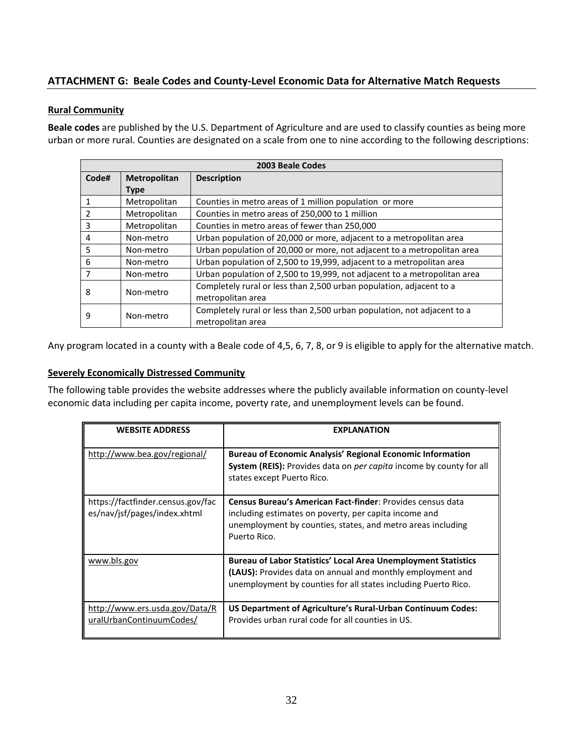## ATTACHMENT G: Beale Codes and County-Level Economic Data for Alternative Match Requests

### Rural Community

**Beale codes** are published by the U.S. Department of Agriculture and are used to classify counties as being more urban or more rural. Counties are designated on a scale from one to nine according to the following descriptions:

| 2003 Beale Codes | | |
|---|---|---|
| **Code#** | **Metropolitan Type** | **Description** |
| 1 | Metropolitan | Counties in metro areas of 1 million population or more |
| 2 | Metropolitan | Counties in metro areas of 250,000 to 1 million |
| 3 | Metropolitan | Counties in metro areas of fewer than 250,000 |
| 4 | Non-metro | Urban population of 20,000 or more, adjacent to a metropolitan area |
| 5 | Non-metro | Urban population of 20,000 or more, not adjacent to a metropolitan area |
| 6 | Non-metro | Urban population of 2,500 to 19,999, adjacent to a metropolitan area |
| 7 | Non-metro | Urban population of 2,500 to 19,999, not adjacent to a metropolitan area |
| 8 | Non-metro | Completely rural or less than 2,500 urban population, adjacent to a metropolitan area |
| 9 | Non-metro | Completely rural or less than 2,500 urban population, not adjacent to a metropolitan area |

Any program located in a county with a Beale code of 4,5, 6, 7, 8, or 9 is eligible to apply for the alternative match.

### Severely Economically Distressed Community

The following table provides the website addresses where the publicly available information on county-level economic data including per capita income, poverty rate, and unemployment levels can be found.

| WEBSITE ADDRESS | EXPLANATION |
|---|---|
| http://www.bea.gov/regional/ | **Bureau of Economic Analysis' Regional Economic Information System (REIS):** Provides data on *per capita* income by county for all states except Puerto Rico. |
| https://factfinder.census.gov/faces/nav/jsf/pages/index.xhtml | **Census Bureau's American Fact-finder**: Provides census data including estimates on poverty, per capita income and unemployment by counties, states, and metro areas including Puerto Rico. |
| www.bls.gov | **Bureau of Labor Statistics' Local Area Unemployment Statistics (LAUS):** Provides data on annual and monthly employment and unemployment by counties for all states including Puerto Rico. |
| http://www.ers.usda.gov/Data/RuralUrbanContinuumCodes/ | **US Department of Agriculture's Rural-Urban Continuum Codes:** Provides urban rural code for all counties in US. |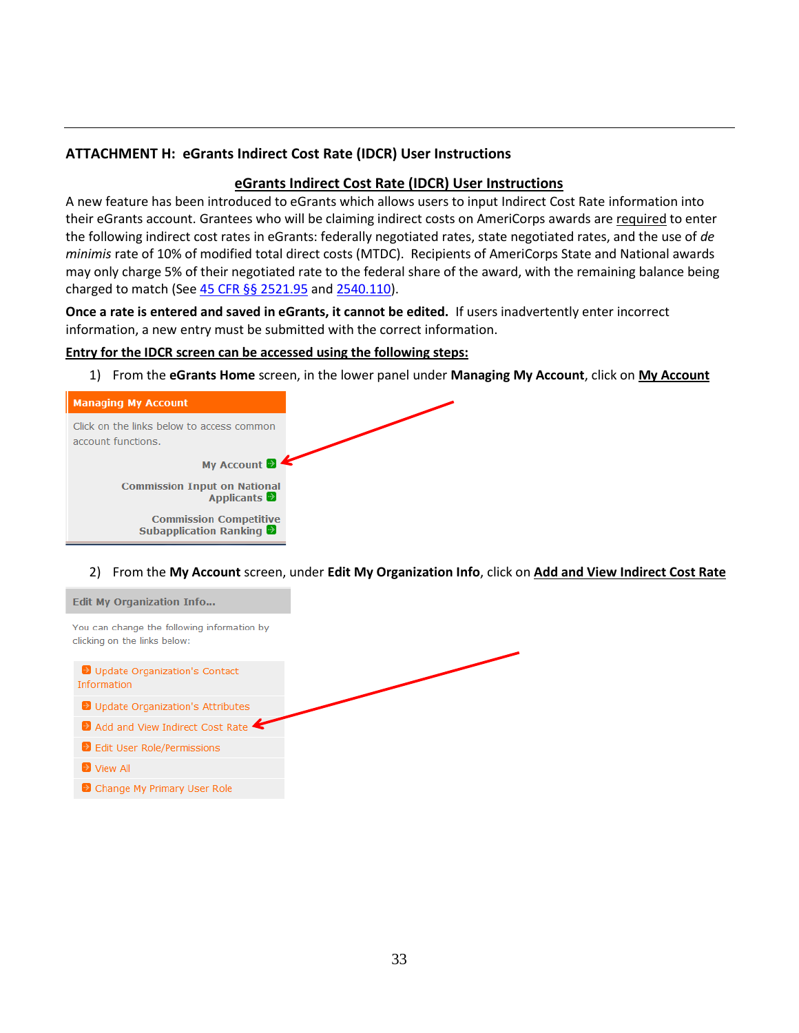## ATTACHMENT H: eGrants Indirect Cost Rate (IDCR) User Instructions

### eGrants Indirect Cost Rate (IDCR) User Instructions

A new feature has been introduced to eGrants which allows users to input Indirect Cost Rate information into their eGrants account. Grantees who will be claiming indirect costs on AmeriCorps awards are required to enter the following indirect cost rates in eGrants: federally negotiated rates, state negotiated rates, and the use of *de minimis* rate of 10% of modified total direct costs (MTDC). Recipients of AmeriCorps State and National awards may only charge 5% of their negotiated rate to the federal share of the award, with the remaining balance being charged to match (See 45 CFR §§ 2521.95 and 2540.110).

**Once a rate is entered and saved in eGrants, it cannot be edited.** If users inadvertently enter incorrect information, a new entry must be submitted with the correct information.

**Entry for the IDCR screen can be accessed using the following steps:**

1) From the **eGrants Home** screen, in the lower panel under **Managing My Account**, click on **My Account**

**Managing My Account**

Click on the links below to access common account functions.

My Account

Commission Input on National Applicants

Commission Competitive Subapplication Ranking

2) From the **My Account** screen, under **Edit My Organization Info**, click on **Add and View Indirect Cost Rate**

**Edit My Organization Info...**

You can change the following information by clicking on the links below:

- Update Organization's Contact Information
- Update Organization's Attributes
- Add and View Indirect Cost Rate
- Edit User Role/Permissions
- View All
- Change My Primary User Role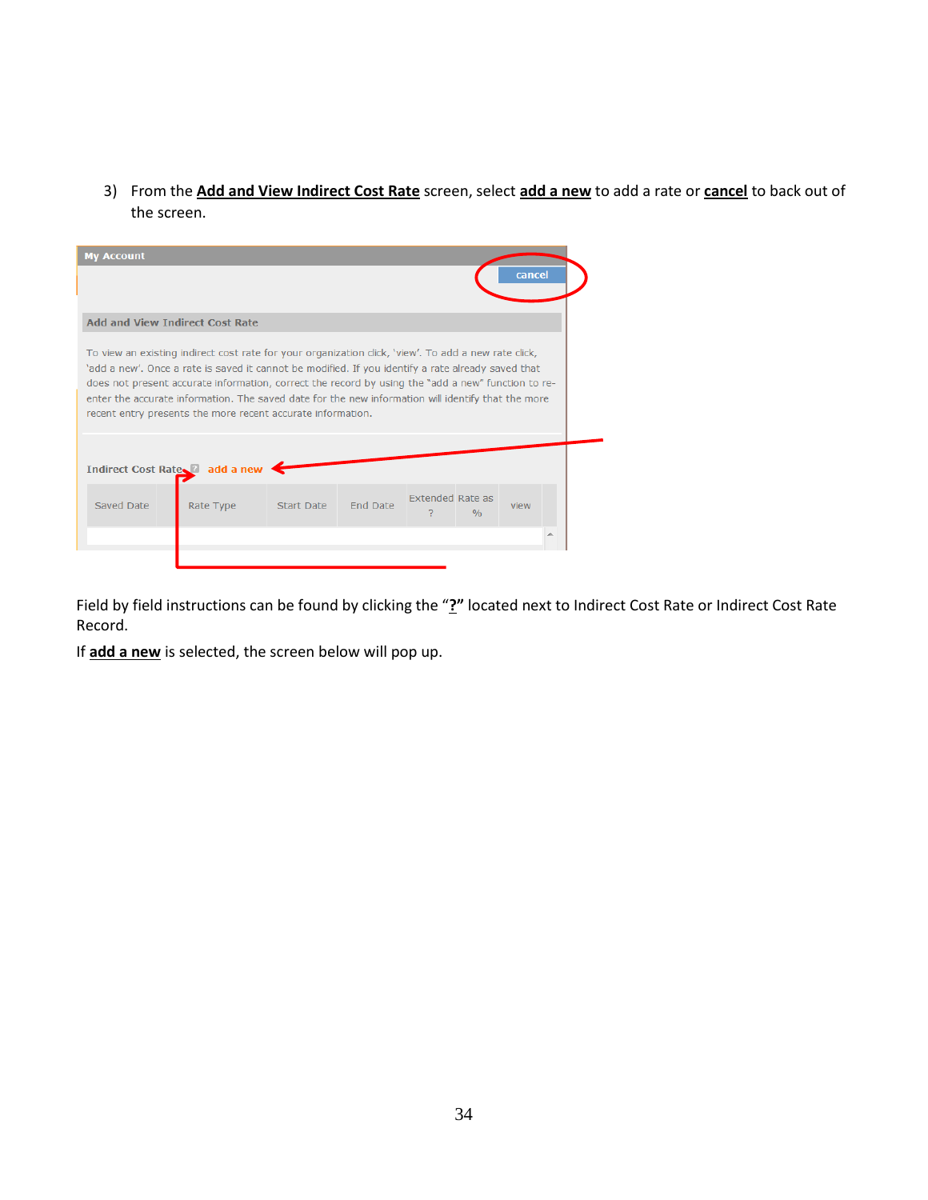3) From the **Add and View Indirect Cost Rate** screen, select **add a new** to add a rate or **cancel** to back out of the screen.

Field by field instructions can be found by clicking the "**?**" located next to Indirect Cost Rate or Indirect Cost Rate Record.

If **add a new** is selected, the screen below will pop up.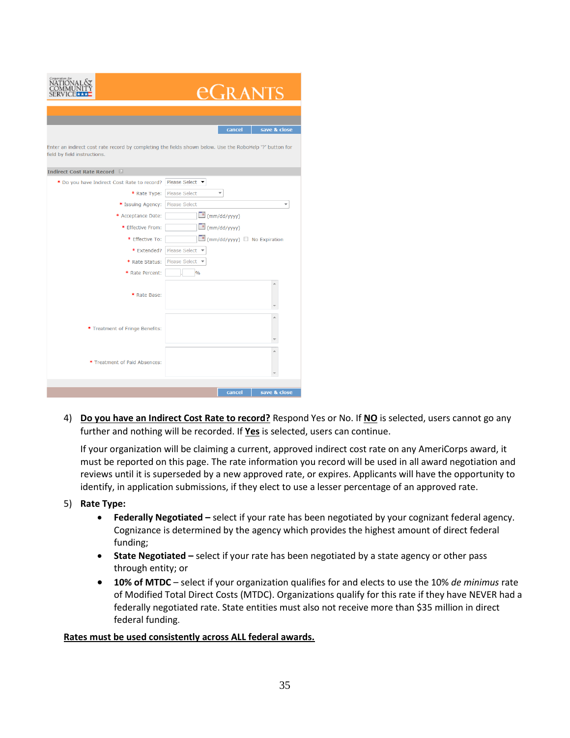4) **<u>Do you have an Indirect Cost Rate to record?</u>** Respond Yes or No. If **<u>NO</u>** is selected, users cannot go any further and nothing will be recorded. If **<u>Yes</u>** is selected, users can continue.

   If your organization will be claiming a current, approved indirect cost rate on any AmeriCorps award, it must be reported on this page. The rate information you record will be used in all award negotiation and reviews until it is superseded by a new approved rate, or expires. Applicants will have the opportunity to identify, in application submissions, if they elect to use a lesser percentage of an approved rate.

5) **Rate Type:**
   - **Federally Negotiated –** select if your rate has been negotiated by your cognizant federal agency. Cognizance is determined by the agency which provides the highest amount of direct federal funding;
   - **State Negotiated –** select if your rate has been negotiated by a state agency or other pass through entity; or
   - **10% of MTDC** – select if your organization qualifies for and elects to use the 10% *de minimus* rate of Modified Total Direct Costs (MTDC). Organizations qualify for this rate if they have NEVER had a federally negotiated rate. State entities must also not receive more than $35 million in direct federal funding.

**<u>Rates must be used consistently across ALL federal awards.</u>**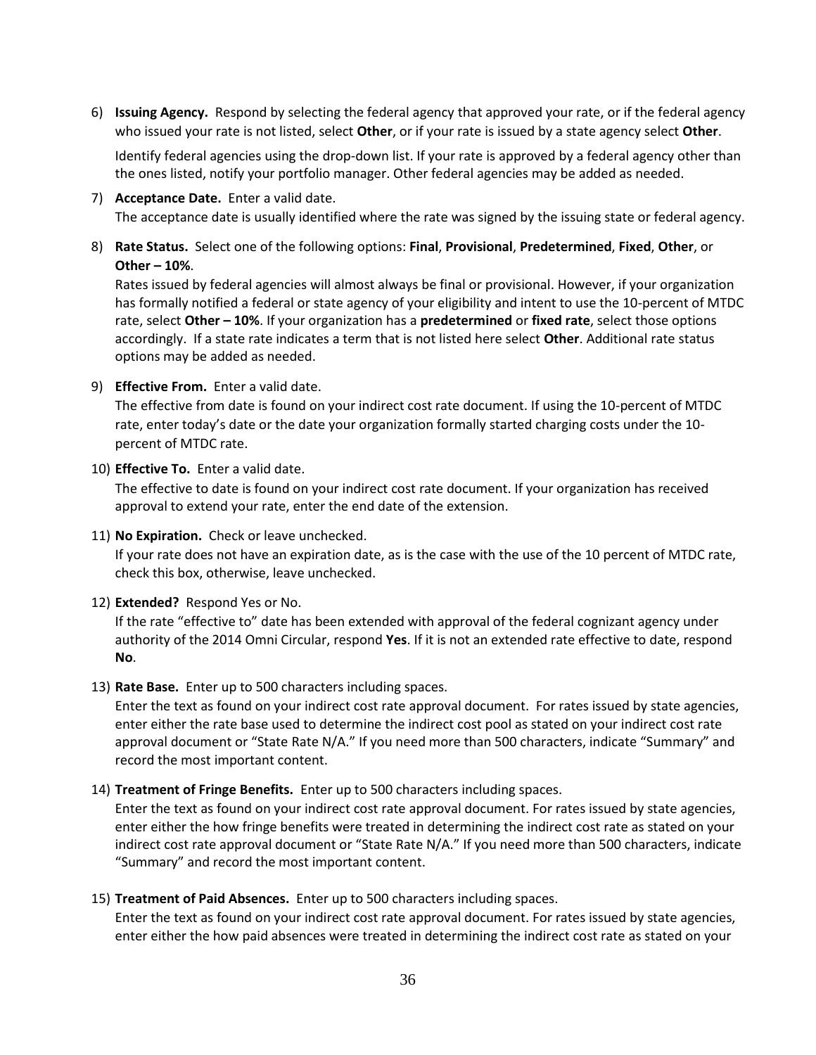6) **Issuing Agency.** Respond by selecting the federal agency that approved your rate, or if the federal agency who issued your rate is not listed, select **Other**, or if your rate is issued by a state agency select **Other**.

   Identify federal agencies using the drop-down list. If your rate is approved by a federal agency other than the ones listed, notify your portfolio manager. Other federal agencies may be added as needed.

7) **Acceptance Date.** Enter a valid date.
   The acceptance date is usually identified where the rate was signed by the issuing state or federal agency.

8) **Rate Status.** Select one of the following options: **Final**, **Provisional**, **Predetermined**, **Fixed**, **Other**, or **Other – 10%**.
   Rates issued by federal agencies will almost always be final or provisional. However, if your organization has formally notified a federal or state agency of your eligibility and intent to use the 10-percent of MTDC rate, select **Other – 10%**. If your organization has a **predetermined** or **fixed rate**, select those options accordingly. If a state rate indicates a term that is not listed here select **Other**. Additional rate status options may be added as needed.

9) **Effective From.** Enter a valid date.
   The effective from date is found on your indirect cost rate document. If using the 10-percent of MTDC rate, enter today's date or the date your organization formally started charging costs under the 10-percent of MTDC rate.

10) **Effective To.** Enter a valid date.
    The effective to date is found on your indirect cost rate document. If your organization has received approval to extend your rate, enter the end date of the extension.

11) **No Expiration.** Check or leave unchecked.
    If your rate does not have an expiration date, as is the case with the use of the 10 percent of MTDC rate, check this box, otherwise, leave unchecked.

12) **Extended?** Respond Yes or No.
    If the rate "effective to" date has been extended with approval of the federal cognizant agency under authority of the 2014 Omni Circular, respond **Yes**. If it is not an extended rate effective to date, respond **No**.

13) **Rate Base.** Enter up to 500 characters including spaces.
    Enter the text as found on your indirect cost rate approval document. For rates issued by state agencies, enter either the rate base used to determine the indirect cost pool as stated on your indirect cost rate approval document or "State Rate N/A." If you need more than 500 characters, indicate "Summary" and record the most important content.

14) **Treatment of Fringe Benefits.** Enter up to 500 characters including spaces.
    Enter the text as found on your indirect cost rate approval document. For rates issued by state agencies, enter either the how fringe benefits were treated in determining the indirect cost rate as stated on your indirect cost rate approval document or "State Rate N/A." If you need more than 500 characters, indicate "Summary" and record the most important content.

15) **Treatment of Paid Absences.** Enter up to 500 characters including spaces.
    Enter the text as found on your indirect cost rate approval document. For rates issued by state agencies, enter either the how paid absences were treated in determining the indirect cost rate as stated on your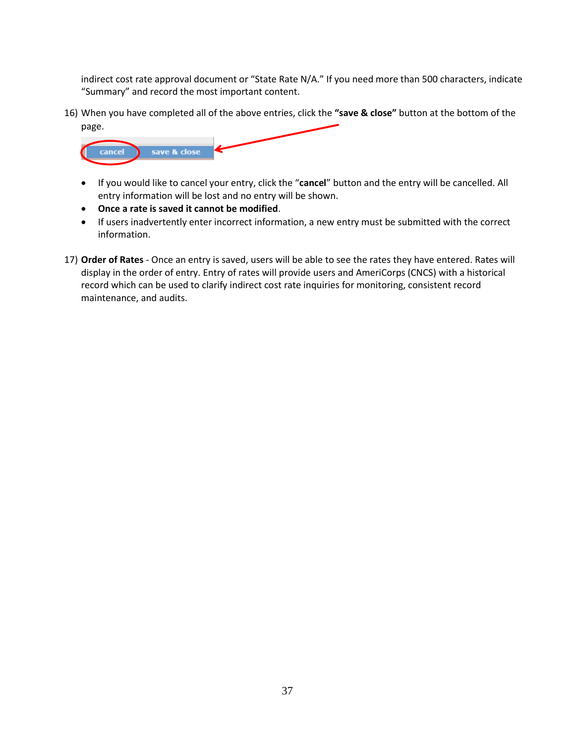indirect cost rate approval document or "State Rate N/A." If you need more than 500 characters, indicate "Summary" and record the most important content.

16) When you have completed all of the above entries, click the **"save & close"** button at the bottom of the page.

    - If you would like to cancel your entry, click the "**cancel**" button and the entry will be cancelled. All entry information will be lost and no entry will be shown.
    - **Once a rate is saved it cannot be modified**.
    - If users inadvertently enter incorrect information, a new entry must be submitted with the correct information.

17) **Order of Rates** - Once an entry is saved, users will be able to see the rates they have entered. Rates will display in the order of entry. Entry of rates will provide users and AmeriCorps (CNCS) with a historical record which can be used to clarify indirect cost rate inquiries for monitoring, consistent record maintenance, and audits.